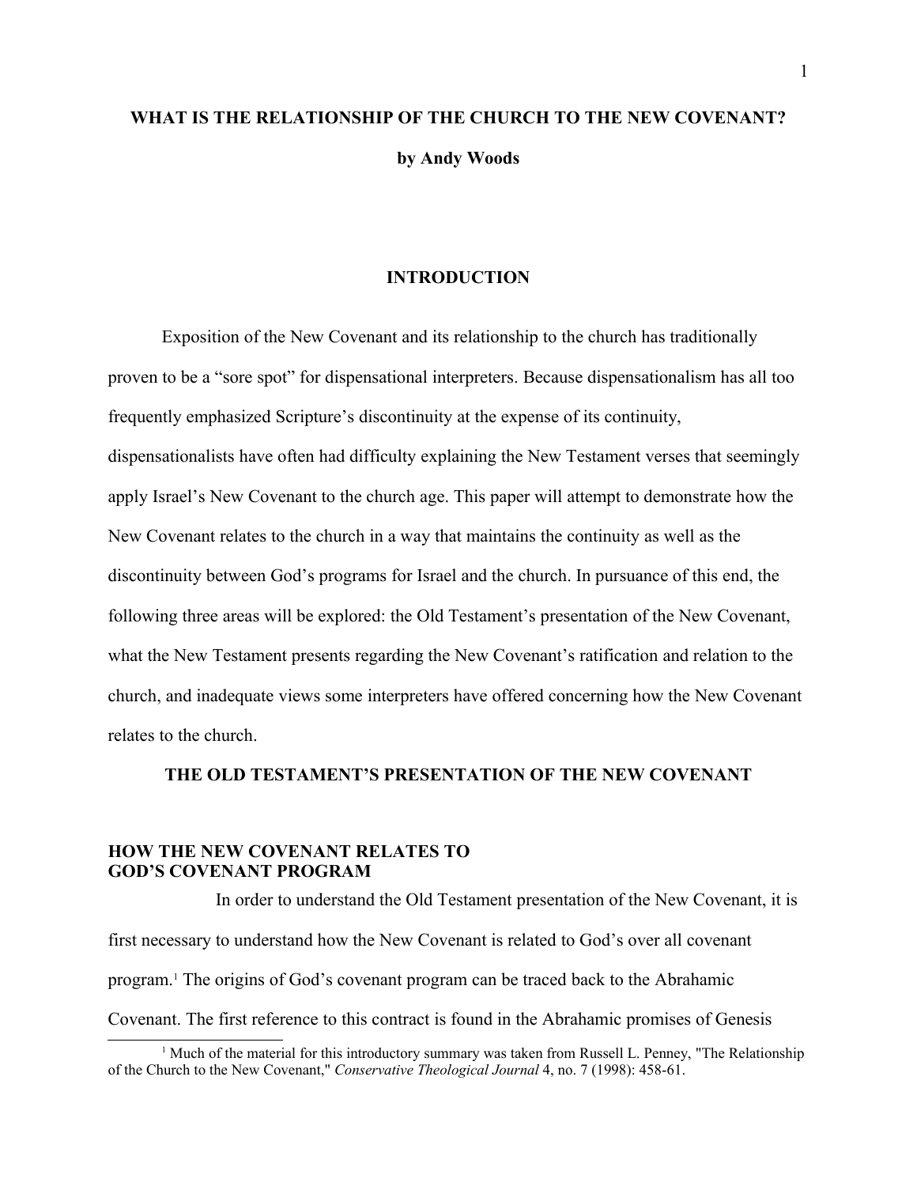# WHAT IS THE RELATIONSHIP OF THE CHURCH TO THE NEW COVENANT?

**by Andy Woods**

## INTRODUCTION

Exposition of the New Covenant and its relationship to the church has traditionally proven to be a "sore spot" for dispensational interpreters. Because dispensationalism has all too frequently emphasized Scripture's discontinuity at the expense of its continuity, dispensationalists have often had difficulty explaining the New Testament verses that seemingly apply Israel's New Covenant to the church age. This paper will attempt to demonstrate how the New Covenant relates to the church in a way that maintains the continuity as well as the discontinuity between God's programs for Israel and the church. In pursuance of this end, the following three areas will be explored: the Old Testament's presentation of the New Covenant, what the New Testament presents regarding the New Covenant's ratification and relation to the church, and inadequate views some interpreters have offered concerning how the New Covenant relates to the church.

## THE OLD TESTAMENT'S PRESENTATION OF THE NEW COVENANT

### HOW THE NEW COVENANT RELATES TO GOD'S COVENANT PROGRAM

In order to understand the Old Testament presentation of the New Covenant, it is first necessary to understand how the New Covenant is related to God's over all covenant program.[1] The origins of God's covenant program can be traced back to the Abrahamic Covenant. The first reference to this contract is found in the Abrahamic promises of Genesis

[1] Much of the material for this introductory summary was taken from Russell L. Penney, "The Relationship of the Church to the New Covenant," *Conservative Theological Journal* 4, no. 7 (1998): 458-61.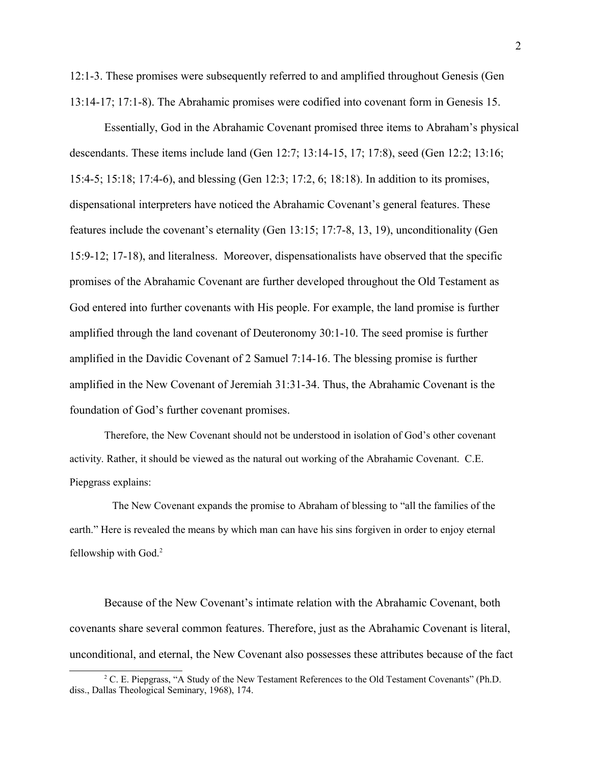12:1-3. These promises were subsequently referred to and amplified throughout Genesis (Gen 13:14-17; 17:1-8). The Abrahamic promises were codified into covenant form in Genesis 15.

Essentially, God in the Abrahamic Covenant promised three items to Abraham's physical descendants. These items include land (Gen 12:7; 13:14-15, 17; 17:8), seed (Gen 12:2; 13:16; 15:4-5; 15:18; 17:4-6), and blessing (Gen 12:3; 17:2, 6; 18:18). In addition to its promises, dispensational interpreters have noticed the Abrahamic Covenant's general features. These features include the covenant's eternality (Gen 13:15; 17:7-8, 13, 19), unconditionality (Gen 15:9-12; 17-18), and literalness. Moreover, dispensationalists have observed that the specific promises of the Abrahamic Covenant are further developed throughout the Old Testament as God entered into further covenants with His people. For example, the land promise is further amplified through the land covenant of Deuteronomy 30:1-10. The seed promise is further amplified in the Davidic Covenant of 2 Samuel 7:14-16. The blessing promise is further amplified in the New Covenant of Jeremiah 31:31-34. Thus, the Abrahamic Covenant is the foundation of God's further covenant promises.

Therefore, the New Covenant should not be understood in isolation of God's other covenant activity. Rather, it should be viewed as the natural out working of the Abrahamic Covenant. C.E. Piepgrass explains:

> The New Covenant expands the promise to Abraham of blessing to "all the families of the earth." Here is revealed the means by which man can have his sins forgiven in order to enjoy eternal fellowship with God.[2]

Because of the New Covenant's intimate relation with the Abrahamic Covenant, both covenants share several common features. Therefore, just as the Abrahamic Covenant is literal, unconditional, and eternal, the New Covenant also possesses these attributes because of the fact

---

[2] C. E. Piepgrass, "A Study of the New Testament References to the Old Testament Covenants" (Ph.D. diss., Dallas Theological Seminary, 1968), 174.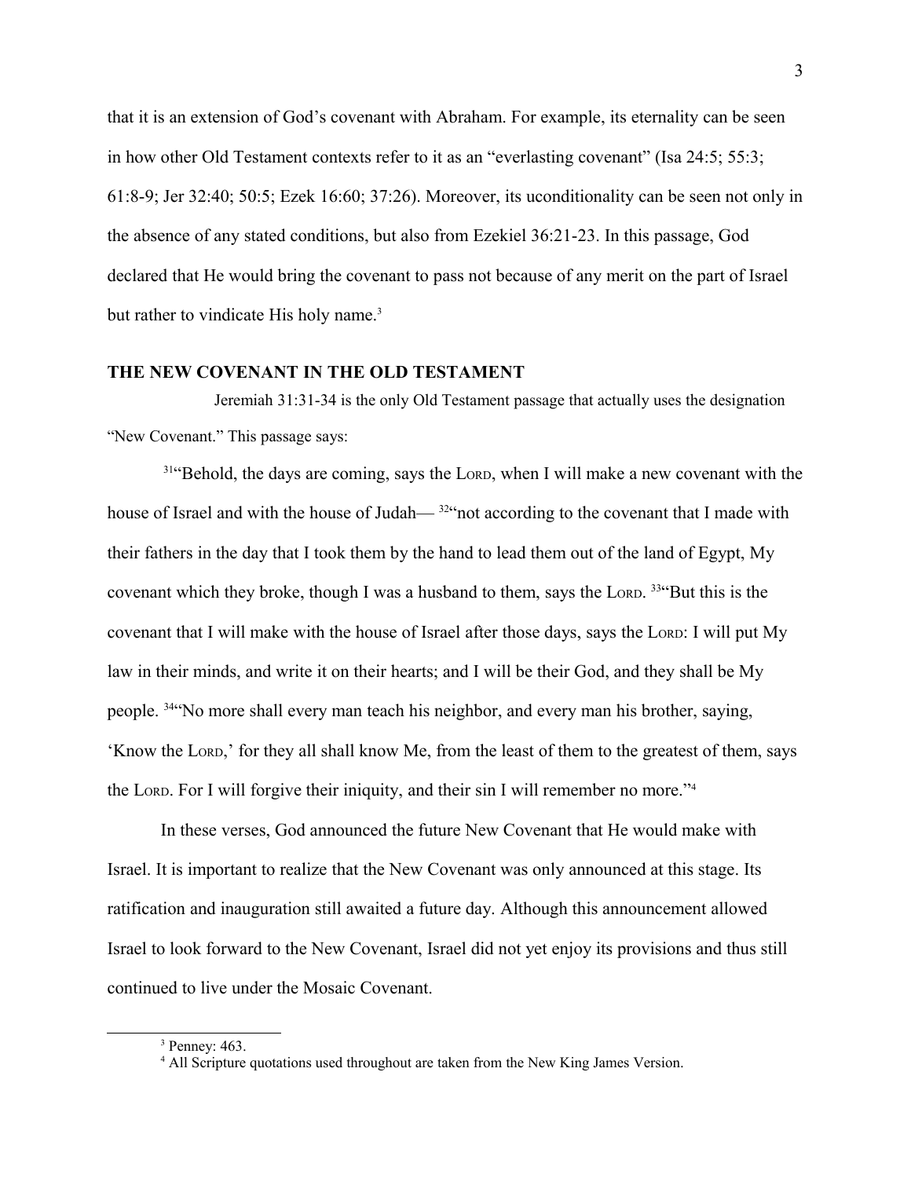that it is an extension of God's covenant with Abraham. For example, its eternality can be seen in how other Old Testament contexts refer to it as an "everlasting covenant" (Isa 24:5; 55:3; 61:8-9; Jer 32:40; 50:5; Ezek 16:60; 37:26). Moreover, its uconditionality can be seen not only in the absence of any stated conditions, but also from Ezekiel 36:21-23. In this passage, God declared that He would bring the covenant to pass not because of any merit on the part of Israel but rather to vindicate His holy name.[3]

## THE NEW COVENANT IN THE OLD TESTAMENT

Jeremiah 31:31-34 is the only Old Testament passage that actually uses the designation "New Covenant." This passage says:

[31]"Behold, the days are coming, says the LORD, when I will make a new covenant with the house of Israel and with the house of Judah— [32]"not according to the covenant that I made with their fathers in the day that I took them by the hand to lead them out of the land of Egypt, My covenant which they broke, though I was a husband to them, says the LORD. [33]"But this is the covenant that I will make with the house of Israel after those days, says the LORD: I will put My law in their minds, and write it on their hearts; and I will be their God, and they shall be My people. [34]"No more shall every man teach his neighbor, and every man his brother, saying, 'Know the LORD,' for they all shall know Me, from the least of them to the greatest of them, says the LORD. For I will forgive their iniquity, and their sin I will remember no more."[4]

In these verses, God announced the future New Covenant that He would make with Israel. It is important to realize that the New Covenant was only announced at this stage. Its ratification and inauguration still awaited a future day. Although this announcement allowed Israel to look forward to the New Covenant, Israel did not yet enjoy its provisions and thus still continued to live under the Mosaic Covenant.

[3] Penney: 463.

[4] All Scripture quotations used throughout are taken from the New King James Version.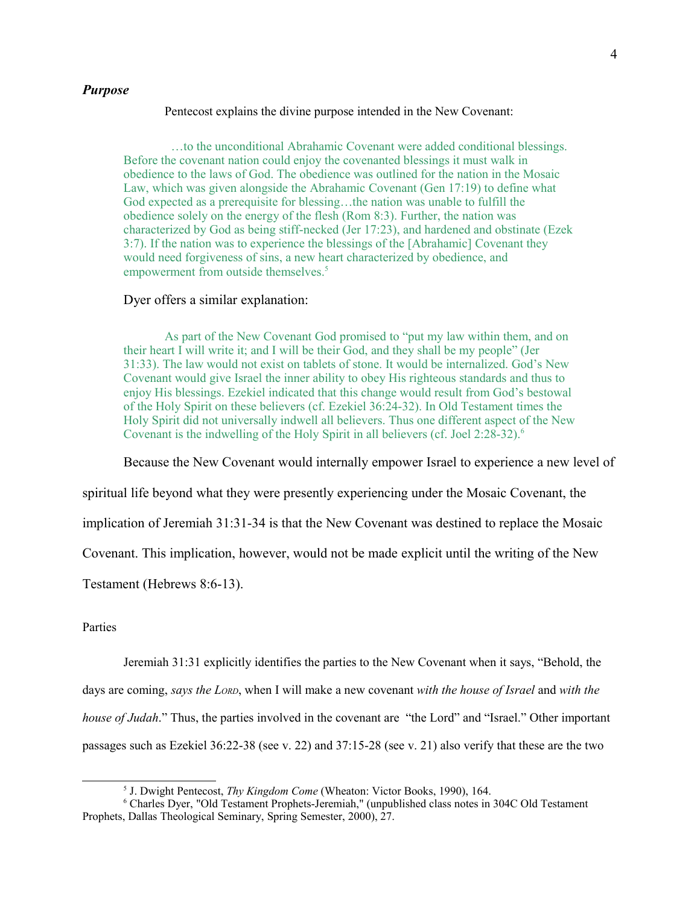### *Purpose*

Pentecost explains the divine purpose intended in the New Covenant:

> …to the unconditional Abrahamic Covenant were added conditional blessings. Before the covenant nation could enjoy the covenanted blessings it must walk in obedience to the laws of God. The obedience was outlined for the nation in the Mosaic Law, which was given alongside the Abrahamic Covenant (Gen 17:19) to define what God expected as a prerequisite for blessing…the nation was unable to fulfill the obedience solely on the energy of the flesh (Rom 8:3). Further, the nation was characterized by God as being stiff-necked (Jer 17:23), and hardened and obstinate (Ezek 3:7). If the nation was to experience the blessings of the [Abrahamic] Covenant they would need forgiveness of sins, a new heart characterized by obedience, and empowerment from outside themselves.[5]

Dyer offers a similar explanation:

> As part of the New Covenant God promised to "put my law within them, and on their heart I will write it; and I will be their God, and they shall be my people" (Jer 31:33). The law would not exist on tablets of stone. It would be internalized. God's New Covenant would give Israel the inner ability to obey His righteous standards and thus to enjoy His blessings. Ezekiel indicated that this change would result from God's bestowal of the Holy Spirit on these believers (cf. Ezekiel 36:24-32). In Old Testament times the Holy Spirit did not universally indwell all believers. Thus one different aspect of the New Covenant is the indwelling of the Holy Spirit in all believers (cf. Joel 2:28-32).[6]

Because the New Covenant would internally empower Israel to experience a new level of spiritual life beyond what they were presently experiencing under the Mosaic Covenant, the implication of Jeremiah 31:31-34 is that the New Covenant was destined to replace the Mosaic Covenant. This implication, however, would not be made explicit until the writing of the New Testament (Hebrews 8:6-13).

Parties

Jeremiah 31:31 explicitly identifies the parties to the New Covenant when it says, "Behold, the days are coming, *says the Lord*, when I will make a new covenant *with the house of Israel* and *with the house of Judah*." Thus, the parties involved in the covenant are "the Lord" and "Israel." Other important passages such as Ezekiel 36:22-38 (see v. 22) and 37:15-28 (see v. 21) also verify that these are the two

---

[5] J. Dwight Pentecost, *Thy Kingdom Come* (Wheaton: Victor Books, 1990), 164.

[6] Charles Dyer, "Old Testament Prophets-Jeremiah," (unpublished class notes in 304C Old Testament Prophets, Dallas Theological Seminary, Spring Semester, 2000), 27.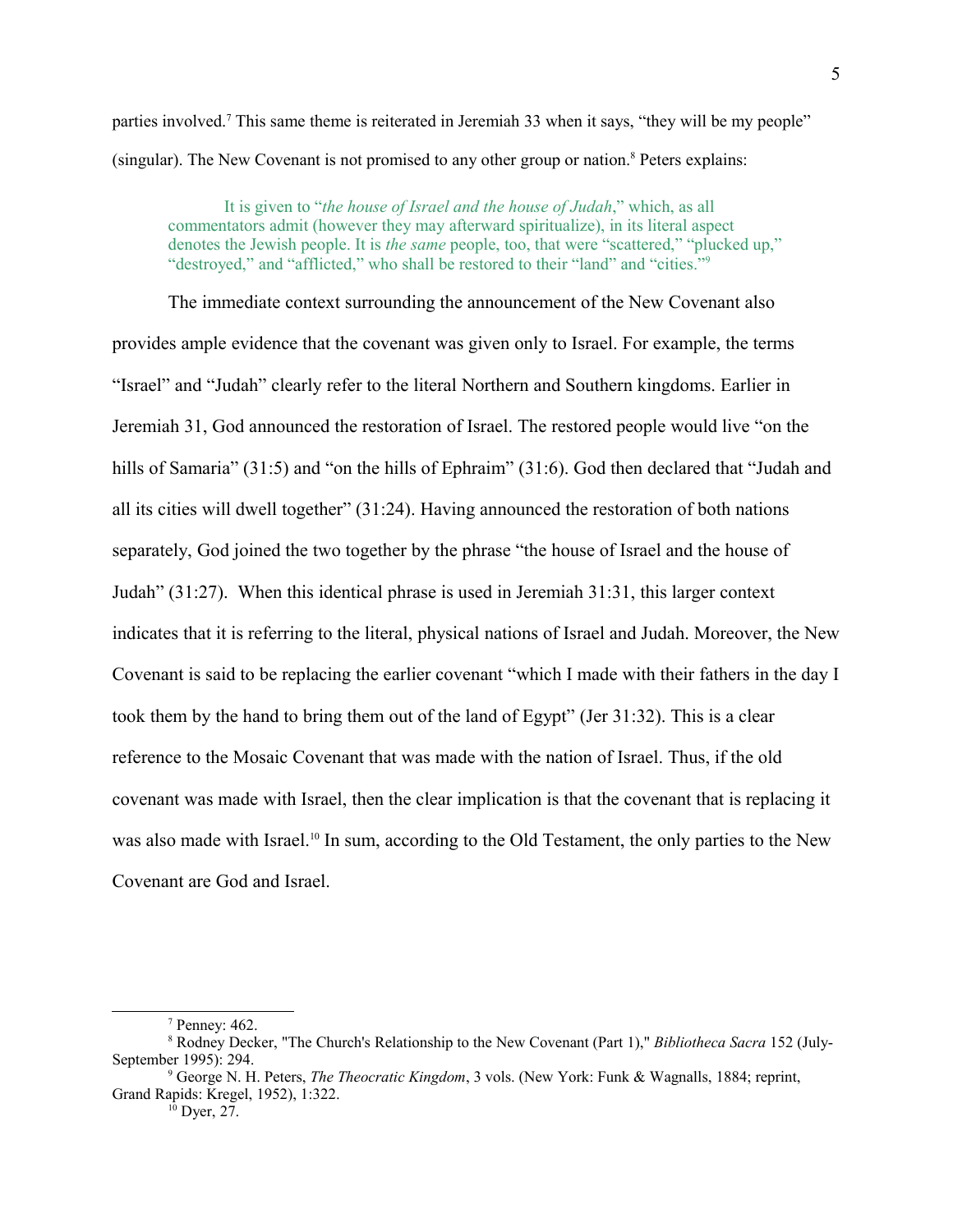parties involved.[7] This same theme is reiterated in Jeremiah 33 when it says, "they will be my people" (singular). The New Covenant is not promised to any other group or nation.[8] Peters explains:

> It is given to "*the house of Israel and the house of Judah*," which, as all commentators admit (however they may afterward spiritualize), in its literal aspect denotes the Jewish people. It is *the same* people, too, that were "scattered," "plucked up," "destroyed," and "afflicted," who shall be restored to their "land" and "cities."[9]

The immediate context surrounding the announcement of the New Covenant also provides ample evidence that the covenant was given only to Israel. For example, the terms "Israel" and "Judah" clearly refer to the literal Northern and Southern kingdoms. Earlier in Jeremiah 31, God announced the restoration of Israel. The restored people would live "on the hills of Samaria" (31:5) and "on the hills of Ephraim" (31:6). God then declared that "Judah and all its cities will dwell together" (31:24). Having announced the restoration of both nations separately, God joined the two together by the phrase "the house of Israel and the house of Judah" (31:27). When this identical phrase is used in Jeremiah 31:31, this larger context indicates that it is referring to the literal, physical nations of Israel and Judah. Moreover, the New Covenant is said to be replacing the earlier covenant "which I made with their fathers in the day I took them by the hand to bring them out of the land of Egypt" (Jer 31:32). This is a clear reference to the Mosaic Covenant that was made with the nation of Israel. Thus, if the old covenant was made with Israel, then the clear implication is that the covenant that is replacing it was also made with Israel.[10] In sum, according to the Old Testament, the only parties to the New Covenant are God and Israel.

---

[7] Penney: 462.

[8] Rodney Decker, "The Church's Relationship to the New Covenant (Part 1)," *Bibliotheca Sacra* 152 (July-September 1995): 294.

[9] George N. H. Peters, *The Theocratic Kingdom*, 3 vols. (New York: Funk & Wagnalls, 1884; reprint, Grand Rapids: Kregel, 1952), 1:322.

[10] Dyer, 27.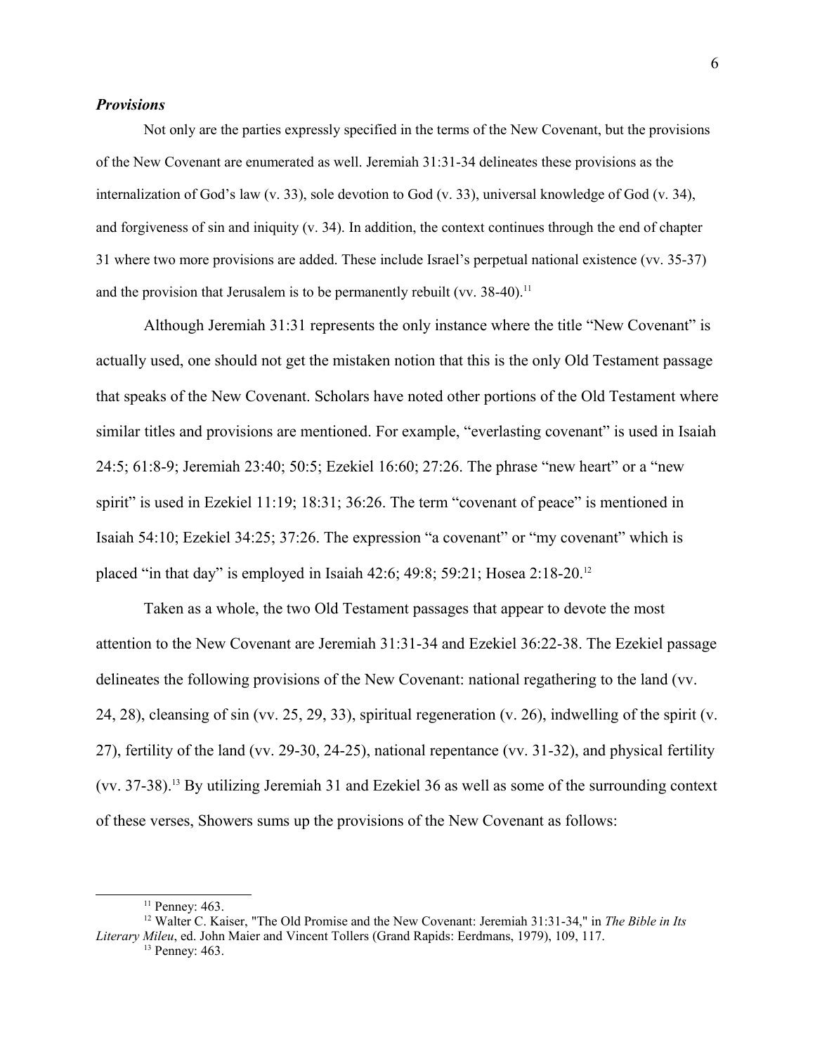### *Provisions*

Not only are the parties expressly specified in the terms of the New Covenant, but the provisions of the New Covenant are enumerated as well. Jeremiah 31:31-34 delineates these provisions as the internalization of God's law (v. 33), sole devotion to God (v. 33), universal knowledge of God (v. 34), and forgiveness of sin and iniquity (v. 34). In addition, the context continues through the end of chapter 31 where two more provisions are added. These include Israel's perpetual national existence (vv. 35-37) and the provision that Jerusalem is to be permanently rebuilt (vv. 38-40).[11]

Although Jeremiah 31:31 represents the only instance where the title "New Covenant" is actually used, one should not get the mistaken notion that this is the only Old Testament passage that speaks of the New Covenant. Scholars have noted other portions of the Old Testament where similar titles and provisions are mentioned. For example, "everlasting covenant" is used in Isaiah 24:5; 61:8-9; Jeremiah 23:40; 50:5; Ezekiel 16:60; 27:26. The phrase "new heart" or a "new spirit" is used in Ezekiel 11:19; 18:31; 36:26. The term "covenant of peace" is mentioned in Isaiah 54:10; Ezekiel 34:25; 37:26. The expression "a covenant" or "my covenant" which is placed "in that day" is employed in Isaiah 42:6; 49:8; 59:21; Hosea 2:18-20.[12]

Taken as a whole, the two Old Testament passages that appear to devote the most attention to the New Covenant are Jeremiah 31:31-34 and Ezekiel 36:22-38. The Ezekiel passage delineates the following provisions of the New Covenant: national regathering to the land (vv. 24, 28), cleansing of sin (vv. 25, 29, 33), spiritual regeneration (v. 26), indwelling of the spirit (v. 27), fertility of the land (vv. 29-30, 24-25), national repentance (vv. 31-32), and physical fertility (vv. 37-38).[13] By utilizing Jeremiah 31 and Ezekiel 36 as well as some of the surrounding context of these verses, Showers sums up the provisions of the New Covenant as follows:

---

[11] Penney: 463.

[12] Walter C. Kaiser, "The Old Promise and the New Covenant: Jeremiah 31:31-34," in *The Bible in Its Literary Mileu*, ed. John Maier and Vincent Tollers (Grand Rapids: Eerdmans, 1979), 109, 117.

[13] Penney: 463.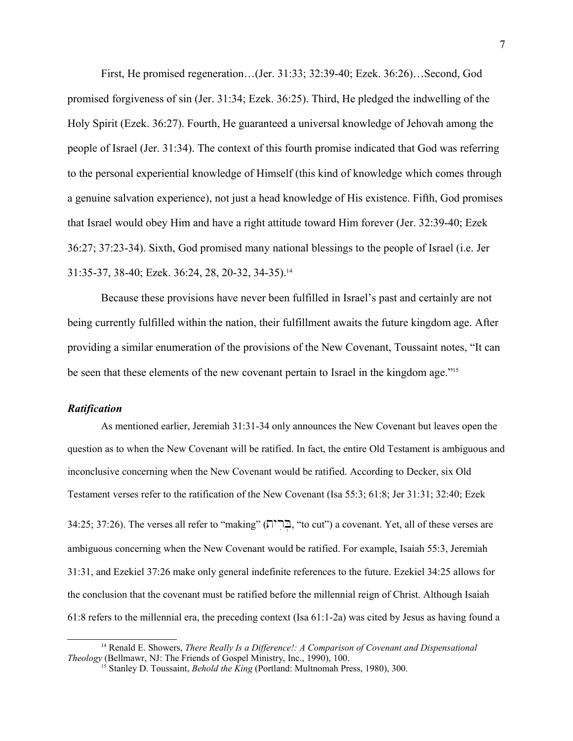First, He promised regeneration…(Jer. 31:33; 32:39-40; Ezek. 36:26)…Second, God promised forgiveness of sin (Jer. 31:34; Ezek. 36:25). Third, He pledged the indwelling of the Holy Spirit (Ezek. 36:27). Fourth, He guaranteed a universal knowledge of Jehovah among the people of Israel (Jer. 31:34). The context of this fourth promise indicated that God was referring to the personal experiential knowledge of Himself (this kind of knowledge which comes through a genuine salvation experience), not just a head knowledge of His existence. Fifth, God promises that Israel would obey Him and have a right attitude toward Him forever (Jer. 32:39-40; Ezek 36:27; 37:23-34). Sixth, God promised many national blessings to the people of Israel (i.e. Jer 31:35-37, 38-40; Ezek. 36:24, 28, 20-32, 34-35).[14]

Because these provisions have never been fulfilled in Israel's past and certainly are not being currently fulfilled within the nation, their fulfillment awaits the future kingdom age. After providing a similar enumeration of the provisions of the New Covenant, Toussaint notes, "It can be seen that these elements of the new covenant pertain to Israel in the kingdom age."[15]

### *Ratification*

As mentioned earlier, Jeremiah 31:31-34 only announces the New Covenant but leaves open the question as to when the New Covenant will be ratified. In fact, the entire Old Testament is ambiguous and inconclusive concerning when the New Covenant would be ratified. According to Decker, six Old Testament verses refer to the ratification of the New Covenant (Isa 55:3; 61:8; Jer 31:31; 32:40; Ezek 34:25; 37:26). The verses all refer to "making" (בְּרִית, "to cut") a covenant. Yet, all of these verses are ambiguous concerning when the New Covenant would be ratified. For example, Isaiah 55:3, Jeremiah 31:31, and Ezekiel 37:26 make only general indefinite references to the future. Ezekiel 34:25 allows for the conclusion that the covenant must be ratified before the millennial reign of Christ. Although Isaiah 61:8 refers to the millennial era, the preceding context (Isa 61:1-2a) was cited by Jesus as having found a

---

[14] Renald E. Showers, *There Really Is a Difference!: A Comparison of Covenant and Dispensational Theology* (Bellmawr, NJ: The Friends of Gospel Ministry, Inc., 1990), 100.

[15] Stanley D. Toussaint, *Behold the King* (Portland: Multnomah Press, 1980), 300.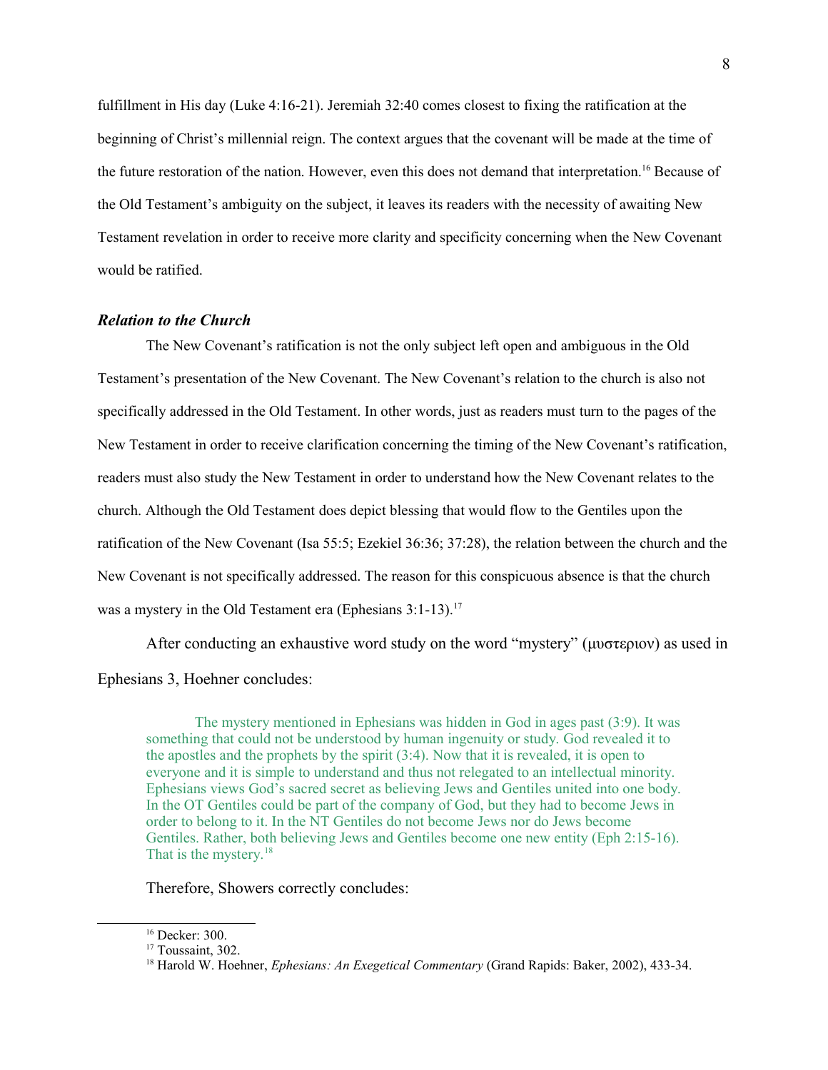fulfillment in His day (Luke 4:16-21). Jeremiah 32:40 comes closest to fixing the ratification at the beginning of Christ's millennial reign. The context argues that the covenant will be made at the time of the future restoration of the nation. However, even this does not demand that interpretation.[16] Because of the Old Testament's ambiguity on the subject, it leaves its readers with the necessity of awaiting New Testament revelation in order to receive more clarity and specificity concerning when the New Covenant would be ratified.

### ***Relation to the Church***

The New Covenant's ratification is not the only subject left open and ambiguous in the Old Testament's presentation of the New Covenant. The New Covenant's relation to the church is also not specifically addressed in the Old Testament. In other words, just as readers must turn to the pages of the New Testament in order to receive clarification concerning the timing of the New Covenant's ratification, readers must also study the New Testament in order to understand how the New Covenant relates to the church. Although the Old Testament does depict blessing that would flow to the Gentiles upon the ratification of the New Covenant (Isa 55:5; Ezekiel 36:36; 37:28), the relation between the church and the New Covenant is not specifically addressed. The reason for this conspicuous absence is that the church was a mystery in the Old Testament era (Ephesians 3:1-13).[17]

After conducting an exhaustive word study on the word "mystery" (μυστεριον) as used in Ephesians 3, Hoehner concludes:

> The mystery mentioned in Ephesians was hidden in God in ages past (3:9). It was something that could not be understood by human ingenuity or study. God revealed it to the apostles and the prophets by the spirit (3:4). Now that it is revealed, it is open to everyone and it is simple to understand and thus not relegated to an intellectual minority. Ephesians views God's sacred secret as believing Jews and Gentiles united into one body. In the OT Gentiles could be part of the company of God, but they had to become Jews in order to belong to it. In the NT Gentiles do not become Jews nor do Jews become Gentiles. Rather, both believing Jews and Gentiles become one new entity (Eph 2:15-16). That is the mystery.[18]

Therefore, Showers correctly concludes:

---

[16] Decker: 300.

[17] Toussaint, 302.

[18] Harold W. Hoehner, *Ephesians: An Exegetical Commentary* (Grand Rapids: Baker, 2002), 433-34.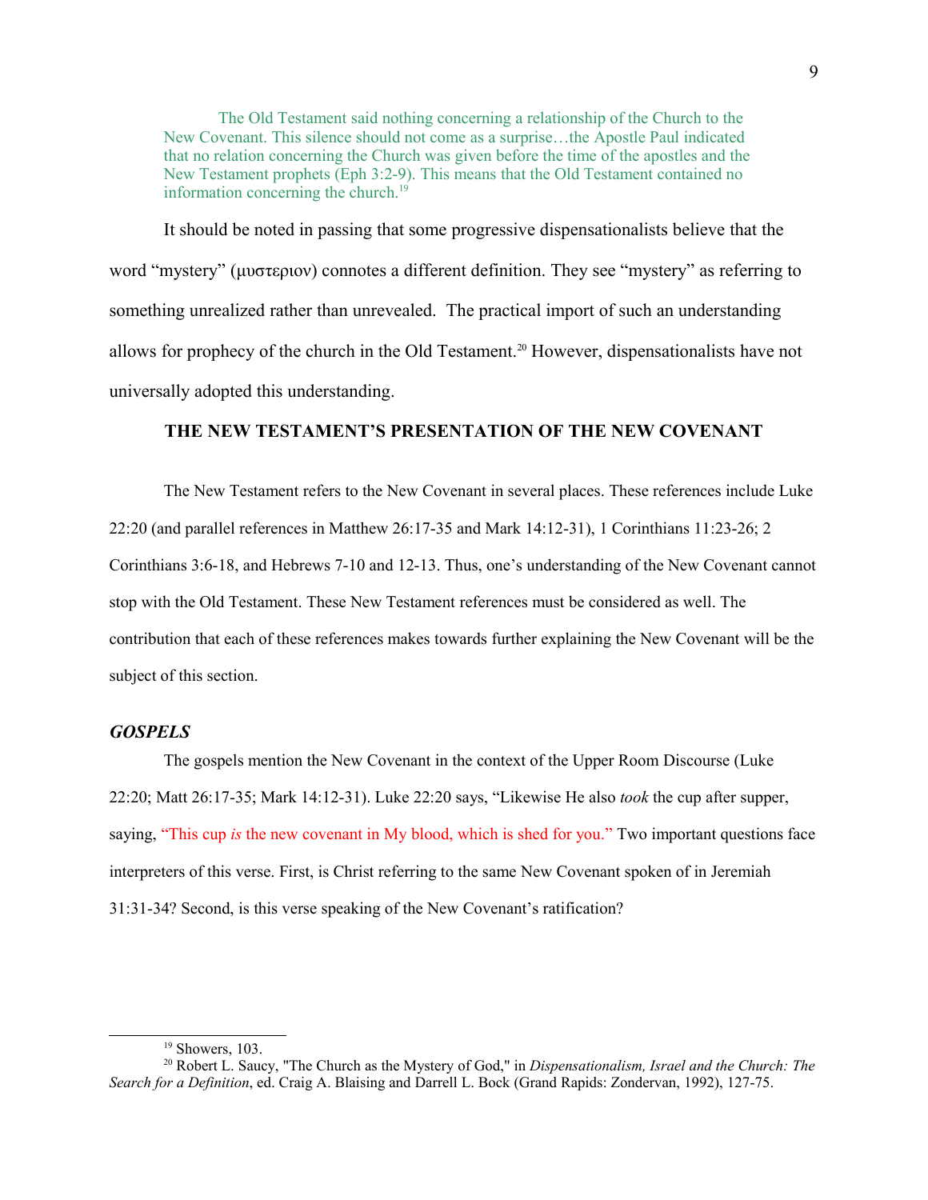> The Old Testament said nothing concerning a relationship of the Church to the New Covenant. This silence should not come as a surprise…the Apostle Paul indicated that no relation concerning the Church was given before the time of the apostles and the New Testament prophets (Eph 3:2-9). This means that the Old Testament contained no information concerning the church.[19]

It should be noted in passing that some progressive dispensationalists believe that the word "mystery" (μυστεριον) connotes a different definition. They see "mystery" as referring to something unrealized rather than unrevealed. The practical import of such an understanding allows for prophecy of the church in the Old Testament.[20] However, dispensationalists have not universally adopted this understanding.

## THE NEW TESTAMENT'S PRESENTATION OF THE NEW COVENANT

The New Testament refers to the New Covenant in several places. These references include Luke 22:20 (and parallel references in Matthew 26:17-35 and Mark 14:12-31), 1 Corinthians 11:23-26; 2 Corinthians 3:6-18, and Hebrews 7-10 and 12-13. Thus, one's understanding of the New Covenant cannot stop with the Old Testament. These New Testament references must be considered as well. The contribution that each of these references makes towards further explaining the New Covenant will be the subject of this section.

### ***GOSPELS***

The gospels mention the New Covenant in the context of the Upper Room Discourse (Luke 22:20; Matt 26:17-35; Mark 14:12-31). Luke 22:20 says, "Likewise He also *took* the cup after supper, saying, "This cup *is* the new covenant in My blood, which is shed for you." Two important questions face interpreters of this verse. First, is Christ referring to the same New Covenant spoken of in Jeremiah 31:31-34? Second, is this verse speaking of the New Covenant's ratification?

---

[19] Showers, 103.

[20] Robert L. Saucy, "The Church as the Mystery of God," in *Dispensationalism, Israel and the Church: The Search for a Definition*, ed. Craig A. Blaising and Darrell L. Bock (Grand Rapids: Zondervan, 1992), 127-75.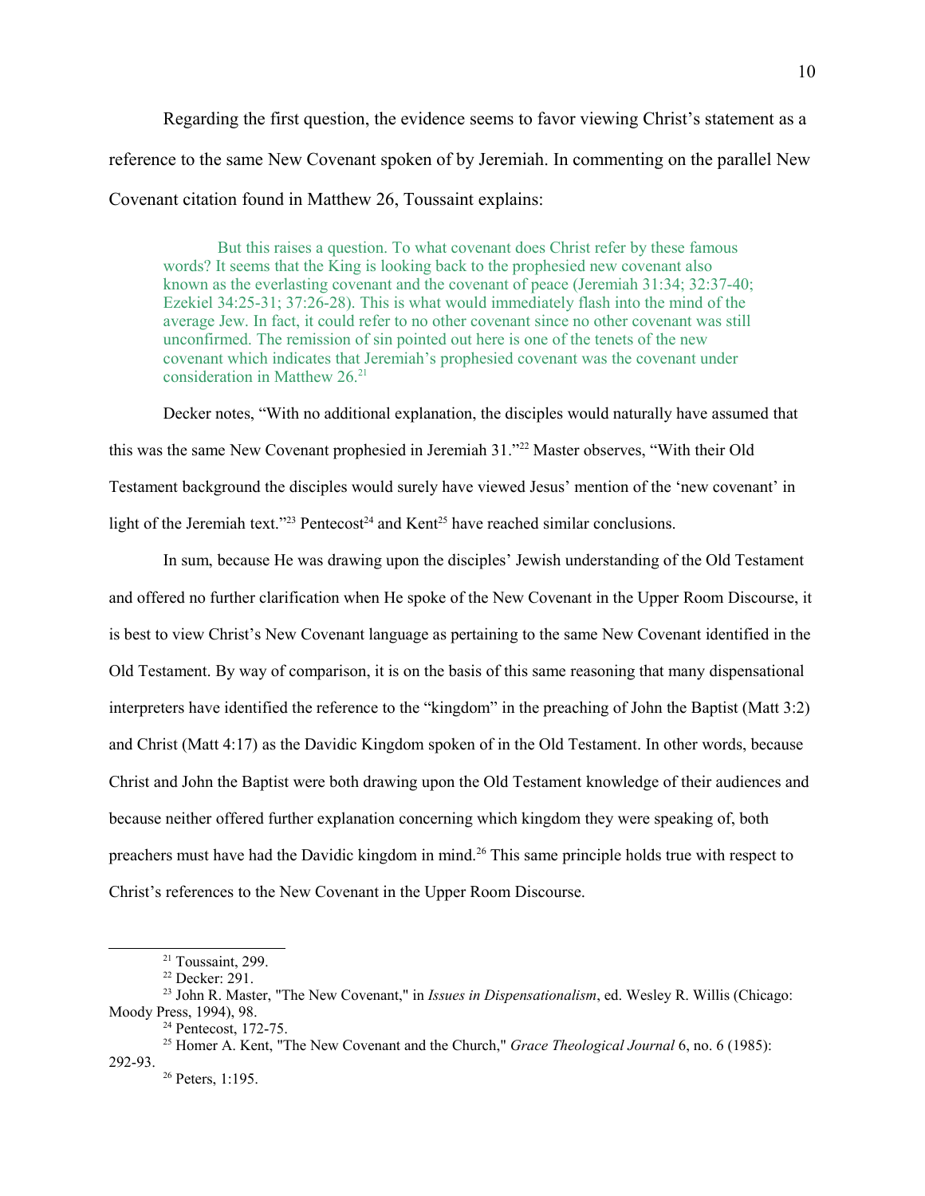Regarding the first question, the evidence seems to favor viewing Christ's statement as a reference to the same New Covenant spoken of by Jeremiah. In commenting on the parallel New Covenant citation found in Matthew 26, Toussaint explains:

> But this raises a question. To what covenant does Christ refer by these famous words? It seems that the King is looking back to the prophesied new covenant also known as the everlasting covenant and the covenant of peace (Jeremiah 31:34; 32:37-40; Ezekiel 34:25-31; 37:26-28). This is what would immediately flash into the mind of the average Jew. In fact, it could refer to no other covenant since no other covenant was still unconfirmed. The remission of sin pointed out here is one of the tenets of the new covenant which indicates that Jeremiah's prophesied covenant was the covenant under consideration in Matthew 26.[21]

Decker notes, "With no additional explanation, the disciples would naturally have assumed that this was the same New Covenant prophesied in Jeremiah 31."[22] Master observes, "With their Old Testament background the disciples would surely have viewed Jesus' mention of the 'new covenant' in light of the Jeremiah text."[23] Pentecost[24] and Kent[25] have reached similar conclusions.

In sum, because He was drawing upon the disciples' Jewish understanding of the Old Testament and offered no further clarification when He spoke of the New Covenant in the Upper Room Discourse, it is best to view Christ's New Covenant language as pertaining to the same New Covenant identified in the Old Testament. By way of comparison, it is on the basis of this same reasoning that many dispensational interpreters have identified the reference to the "kingdom" in the preaching of John the Baptist (Matt 3:2) and Christ (Matt 4:17) as the Davidic Kingdom spoken of in the Old Testament. In other words, because Christ and John the Baptist were both drawing upon the Old Testament knowledge of their audiences and because neither offered further explanation concerning which kingdom they were speaking of, both preachers must have had the Davidic kingdom in mind.[26] This same principle holds true with respect to Christ's references to the New Covenant in the Upper Room Discourse.

---

[21] Toussaint, 299.

[22] Decker: 291.

[23] John R. Master, "The New Covenant," in *Issues in Dispensationalism*, ed. Wesley R. Willis (Chicago: Moody Press, 1994), 98.

[24] Pentecost, 172-75.

[25] Homer A. Kent, "The New Covenant and the Church," *Grace Theological Journal* 6, no. 6 (1985): 292-93.

[26] Peters, 1:195.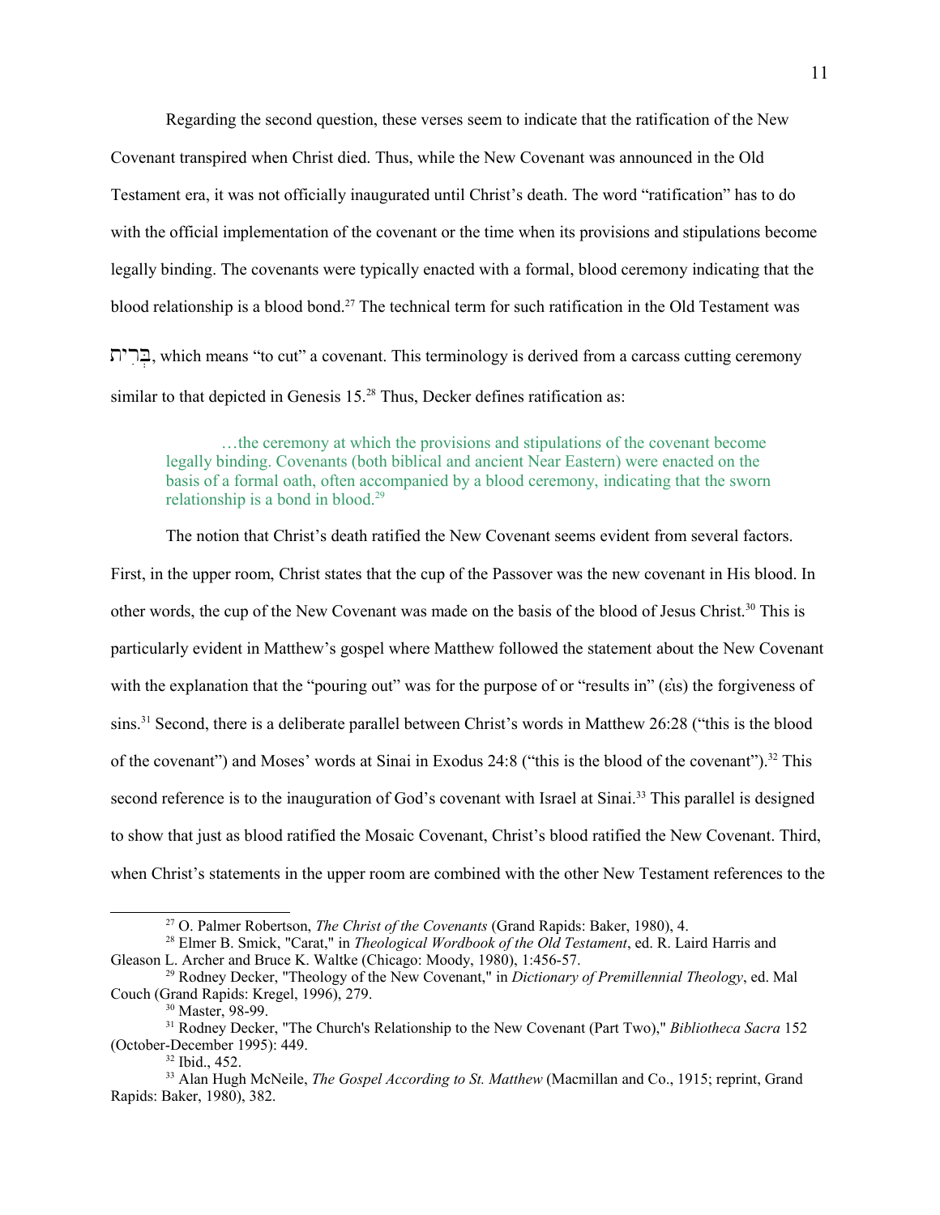Regarding the second question, these verses seem to indicate that the ratification of the New Covenant transpired when Christ died. Thus, while the New Covenant was announced in the Old Testament era, it was not officially inaugurated until Christ's death. The word "ratification" has to do with the official implementation of the covenant or the time when its provisions and stipulations become legally binding. The covenants were typically enacted with a formal, blood ceremony indicating that the blood relationship is a blood bond.[27] The technical term for such ratification in the Old Testament was בְּרִית, which means "to cut" a covenant. This terminology is derived from a carcass cutting ceremony similar to that depicted in Genesis 15.[28] Thus, Decker defines ratification as:

> …the ceremony at which the provisions and stipulations of the covenant become legally binding. Covenants (both biblical and ancient Near Eastern) were enacted on the basis of a formal oath, often accompanied by a blood ceremony, indicating that the sworn relationship is a bond in blood.[29]

The notion that Christ's death ratified the New Covenant seems evident from several factors. First, in the upper room, Christ states that the cup of the Passover was the new covenant in His blood. In other words, the cup of the New Covenant was made on the basis of the blood of Jesus Christ.[30] This is particularly evident in Matthew's gospel where Matthew followed the statement about the New Covenant with the explanation that the "pouring out" was for the purpose of or "results in" (εἰς) the forgiveness of sins.[31] Second, there is a deliberate parallel between Christ's words in Matthew 26:28 ("this is the blood of the covenant") and Moses' words at Sinai in Exodus 24:8 ("this is the blood of the covenant").[32] This second reference is to the inauguration of God's covenant with Israel at Sinai.[33] This parallel is designed to show that just as blood ratified the Mosaic Covenant, Christ's blood ratified the New Covenant. Third, when Christ's statements in the upper room are combined with the other New Testament references to the

---

[27] O. Palmer Robertson, *The Christ of the Covenants* (Grand Rapids: Baker, 1980), 4.

[28] Elmer B. Smick, "Carat," in *Theological Wordbook of the Old Testament*, ed. R. Laird Harris and Gleason L. Archer and Bruce K. Waltke (Chicago: Moody, 1980), 1:456-57.

[29] Rodney Decker, "Theology of the New Covenant," in *Dictionary of Premillennial Theology*, ed. Mal Couch (Grand Rapids: Kregel, 1996), 279.

[30] Master, 98-99.

[31] Rodney Decker, "The Church's Relationship to the New Covenant (Part Two)," *Bibliotheca Sacra* 152 (October-December 1995): 449.

[32] Ibid., 452.

[33] Alan Hugh McNeile, *The Gospel According to St. Matthew* (Macmillan and Co., 1915; reprint, Grand Rapids: Baker, 1980), 382.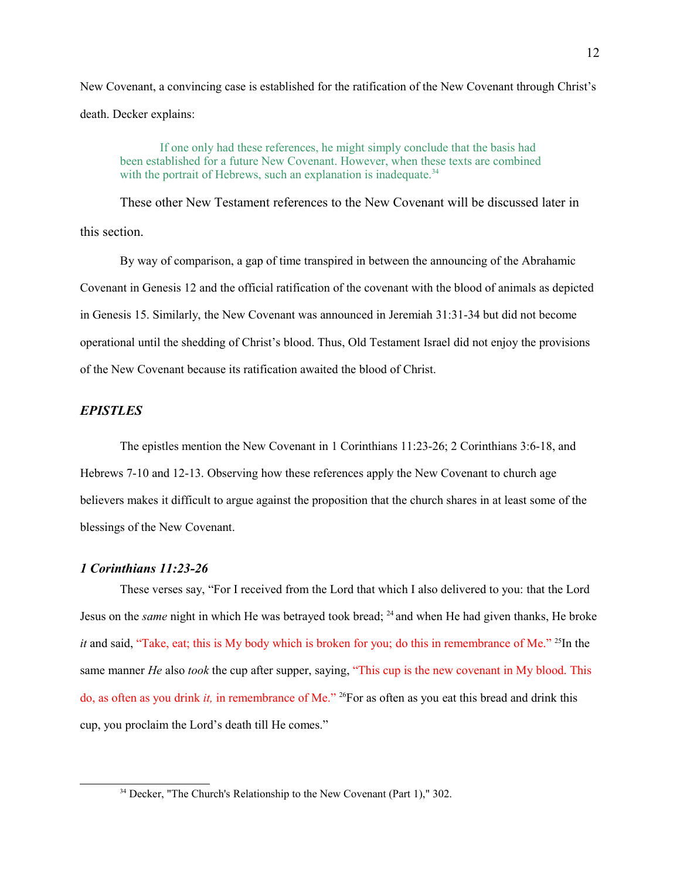New Covenant, a convincing case is established for the ratification of the New Covenant through Christ's death. Decker explains:

> If one only had these references, he might simply conclude that the basis had been established for a future New Covenant. However, when these texts are combined with the portrait of Hebrews, such an explanation is inadequate.[34]

These other New Testament references to the New Covenant will be discussed later in this section.

By way of comparison, a gap of time transpired in between the announcing of the Abrahamic Covenant in Genesis 12 and the official ratification of the covenant with the blood of animals as depicted in Genesis 15. Similarly, the New Covenant was announced in Jeremiah 31:31-34 but did not become operational until the shedding of Christ's blood. Thus, Old Testament Israel did not enjoy the provisions of the New Covenant because its ratification awaited the blood of Christ.

### *EPISTLES*

The epistles mention the New Covenant in 1 Corinthians 11:23-26; 2 Corinthians 3:6-18, and Hebrews 7-10 and 12-13. Observing how these references apply the New Covenant to church age believers makes it difficult to argue against the proposition that the church shares in at least some of the blessings of the New Covenant.

#### *1 Corinthians 11:23-26*

These verses say, "For I received from the Lord that which I also delivered to you: that the Lord Jesus on the *same* night in which He was betrayed took bread; [24] and when He had given thanks, He broke *it* and said, "Take, eat; this is My body which is broken for you; do this in remembrance of Me." [25]In the same manner *He* also *took* the cup after supper, saying, "This cup is the new covenant in My blood. This do, as often as you drink *it,* in remembrance of Me." [26]For as often as you eat this bread and drink this cup, you proclaim the Lord's death till He comes."

---

[34] Decker, "The Church's Relationship to the New Covenant (Part 1)," 302.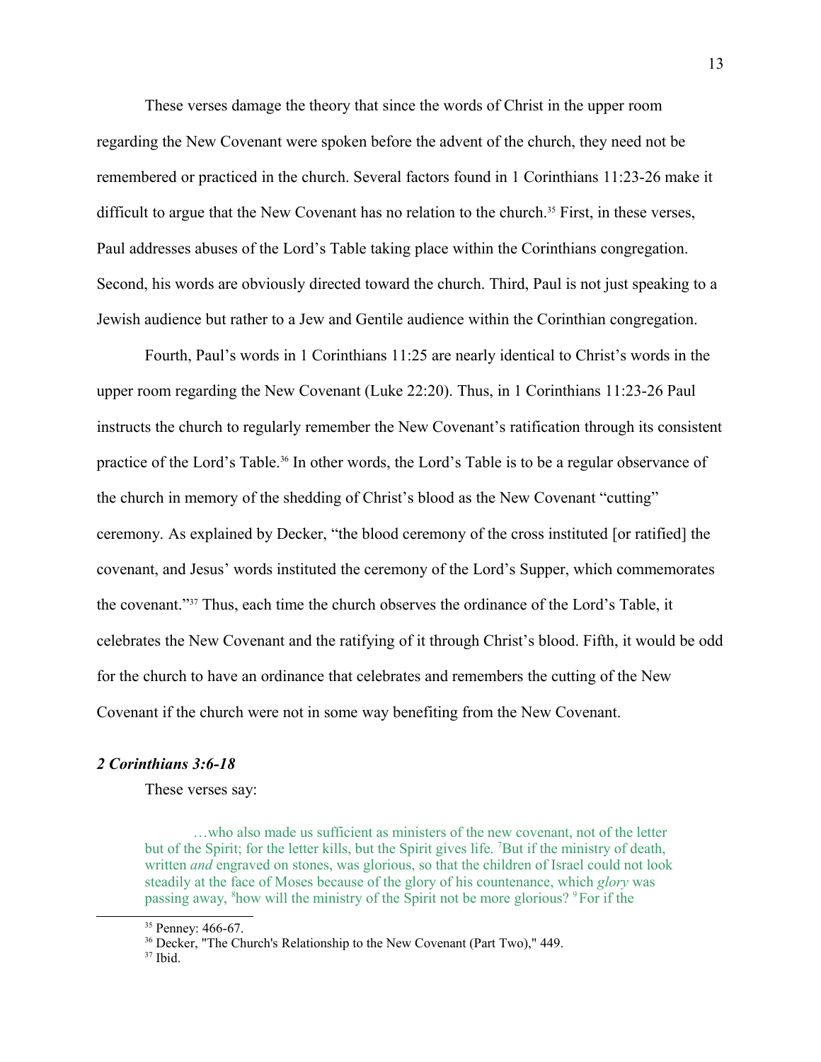These verses damage the theory that since the words of Christ in the upper room regarding the New Covenant were spoken before the advent of the church, they need not be remembered or practiced in the church. Several factors found in 1 Corinthians 11:23-26 make it difficult to argue that the New Covenant has no relation to the church.[35] First, in these verses, Paul addresses abuses of the Lord's Table taking place within the Corinthians congregation. Second, his words are obviously directed toward the church. Third, Paul is not just speaking to a Jewish audience but rather to a Jew and Gentile audience within the Corinthian congregation.

Fourth, Paul's words in 1 Corinthians 11:25 are nearly identical to Christ's words in the upper room regarding the New Covenant (Luke 22:20). Thus, in 1 Corinthians 11:23-26 Paul instructs the church to regularly remember the New Covenant's ratification through its consistent practice of the Lord's Table.[36] In other words, the Lord's Table is to be a regular observance of the church in memory of the shedding of Christ's blood as the New Covenant "cutting" ceremony. As explained by Decker, "the blood ceremony of the cross instituted [or ratified] the covenant, and Jesus' words instituted the ceremony of the Lord's Supper, which commemorates the covenant."[37] Thus, each time the church observes the ordinance of the Lord's Table, it celebrates the New Covenant and the ratifying of it through Christ's blood. Fifth, it would be odd for the church to have an ordinance that celebrates and remembers the cutting of the New Covenant if the church were not in some way benefiting from the New Covenant.

### *2 Corinthians 3:6-18*

These verses say:

> …who also made us sufficient as ministers of the new covenant, not of the letter but of the Spirit; for the letter kills, but the Spirit gives life. [7]But if the ministry of death, written *and* engraved on stones, was glorious, so that the children of Israel could not look steadily at the face of Moses because of the glory of his countenance, which *glory* was passing away, [8]how will the ministry of the Spirit not be more glorious? [9]For if the

[35] Penney: 466-67.

[36] Decker, "The Church's Relationship to the New Covenant (Part Two)," 449.

[37] Ibid.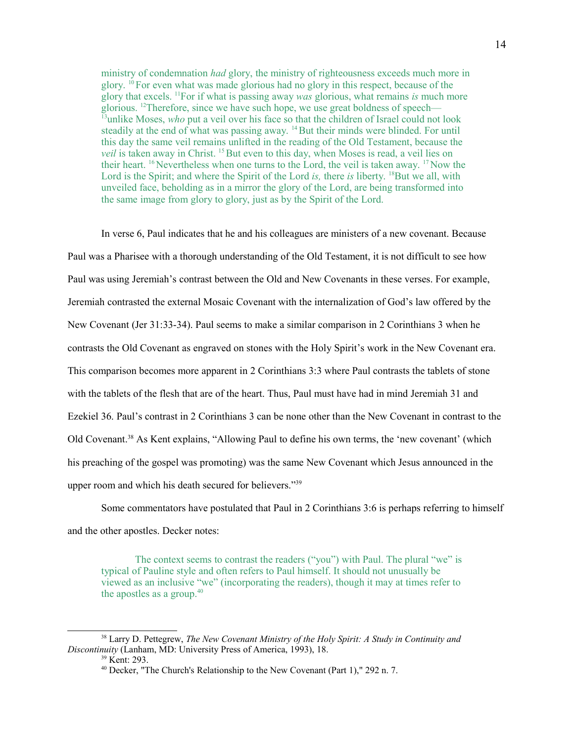> ministry of condemnation *had* glory, the ministry of righteousness exceeds much more in glory. [10] For even what was made glorious had no glory in this respect, because of the glory that excels. [11] For if what is passing away *was* glorious, what remains *is* much more glorious. [12] Therefore, since we have such hope, we use great boldness of speech— [13] unlike Moses, *who* put a veil over his face so that the children of Israel could not look steadily at the end of what was passing away. [14] But their minds were blinded. For until this day the same veil remains unlifted in the reading of the Old Testament, because the *veil* is taken away in Christ. [15] But even to this day, when Moses is read, a veil lies on their heart. [16] Nevertheless when one turns to the Lord, the veil is taken away. [17] Now the Lord is the Spirit; and where the Spirit of the Lord *is,* there *is* liberty. [18] But we all, with unveiled face, beholding as in a mirror the glory of the Lord, are being transformed into the same image from glory to glory, just as by the Spirit of the Lord.

In verse 6, Paul indicates that he and his colleagues are ministers of a new covenant. Because Paul was a Pharisee with a thorough understanding of the Old Testament, it is not difficult to see how Paul was using Jeremiah's contrast between the Old and New Covenants in these verses. For example, Jeremiah contrasted the external Mosaic Covenant with the internalization of God's law offered by the New Covenant (Jer 31:33-34). Paul seems to make a similar comparison in 2 Corinthians 3 when he contrasts the Old Covenant as engraved on stones with the Holy Spirit's work in the New Covenant era. This comparison becomes more apparent in 2 Corinthians 3:3 where Paul contrasts the tablets of stone with the tablets of the flesh that are of the heart. Thus, Paul must have had in mind Jeremiah 31 and Ezekiel 36. Paul's contrast in 2 Corinthians 3 can be none other than the New Covenant in contrast to the Old Covenant.[38] As Kent explains, "Allowing Paul to define his own terms, the 'new covenant' (which his preaching of the gospel was promoting) was the same New Covenant which Jesus announced in the upper room and which his death secured for believers."[39]

Some commentators have postulated that Paul in 2 Corinthians 3:6 is perhaps referring to himself and the other apostles. Decker notes:

> The context seems to contrast the readers ("you") with Paul. The plural "we" is typical of Pauline style and often refers to Paul himself. It should not unusually be viewed as an inclusive "we" (incorporating the readers), though it may at times refer to the apostles as a group.[40]

---

[38] Larry D. Pettegrew, *The New Covenant Ministry of the Holy Spirit: A Study in Continuity and Discontinuity* (Lanham, MD: University Press of America, 1993), 18.

[39] Kent: 293.

[40] Decker, "The Church's Relationship to the New Covenant (Part 1)," 292 n. 7.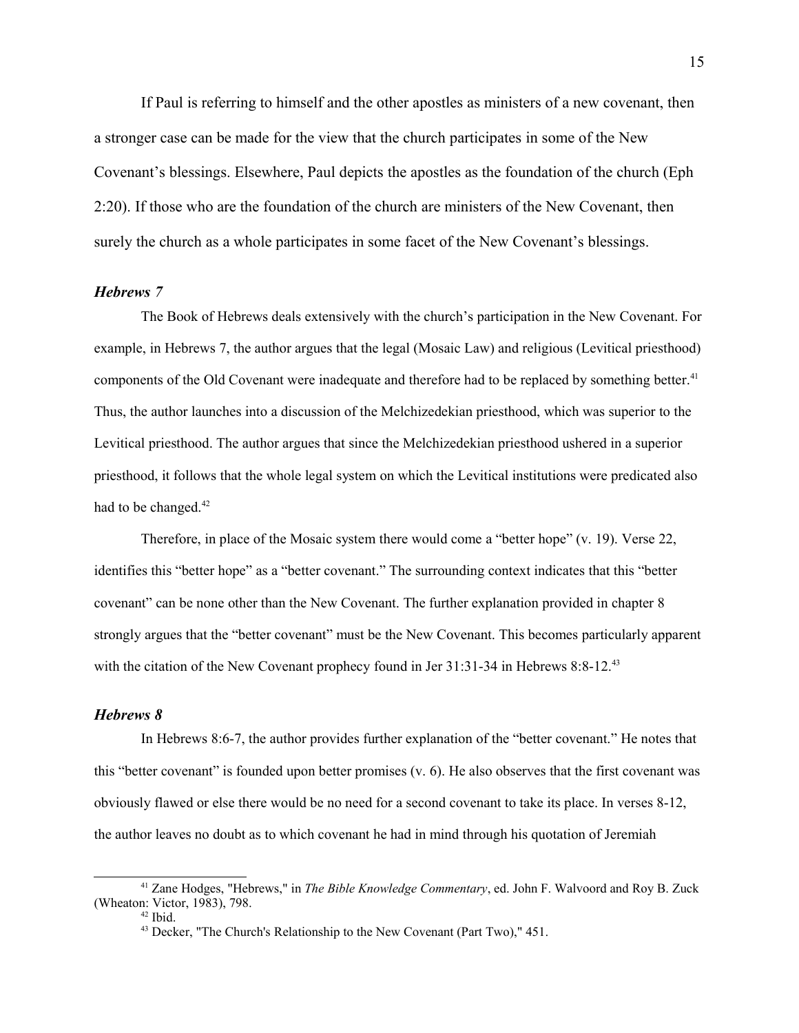If Paul is referring to himself and the other apostles as ministers of a new covenant, then a stronger case can be made for the view that the church participates in some of the New Covenant's blessings. Elsewhere, Paul depicts the apostles as the foundation of the church (Eph 2:20). If those who are the foundation of the church are ministers of the New Covenant, then surely the church as a whole participates in some facet of the New Covenant's blessings.

### *Hebrews 7*

The Book of Hebrews deals extensively with the church's participation in the New Covenant. For example, in Hebrews 7, the author argues that the legal (Mosaic Law) and religious (Levitical priesthood) components of the Old Covenant were inadequate and therefore had to be replaced by something better.[41] Thus, the author launches into a discussion of the Melchizedekian priesthood, which was superior to the Levitical priesthood. The author argues that since the Melchizedekian priesthood ushered in a superior priesthood, it follows that the whole legal system on which the Levitical institutions were predicated also had to be changed.[42]

Therefore, in place of the Mosaic system there would come a "better hope" (v. 19). Verse 22, identifies this "better hope" as a "better covenant." The surrounding context indicates that this "better covenant" can be none other than the New Covenant. The further explanation provided in chapter 8 strongly argues that the "better covenant" must be the New Covenant. This becomes particularly apparent with the citation of the New Covenant prophecy found in Jer 31:31-34 in Hebrews 8:8-12.[43]

### *Hebrews 8*

In Hebrews 8:6-7, the author provides further explanation of the "better covenant." He notes that this "better covenant" is founded upon better promises (v. 6). He also observes that the first covenant was obviously flawed or else there would be no need for a second covenant to take its place. In verses 8-12, the author leaves no doubt as to which covenant he had in mind through his quotation of Jeremiah

---

[41] Zane Hodges, "Hebrews," in *The Bible Knowledge Commentary*, ed. John F. Walvoord and Roy B. Zuck (Wheaton: Victor, 1983), 798.

[42] Ibid.

[43] Decker, "The Church's Relationship to the New Covenant (Part Two)," 451.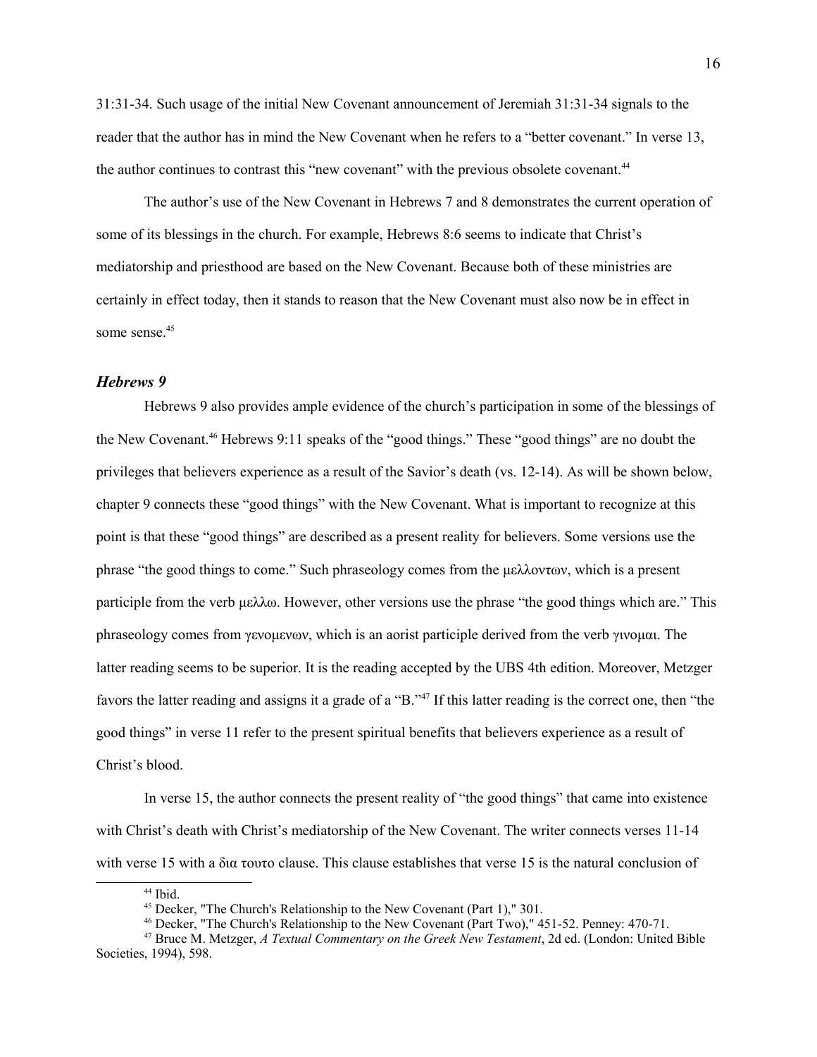31:31-34. Such usage of the initial New Covenant announcement of Jeremiah 31:31-34 signals to the reader that the author has in mind the New Covenant when he refers to a "better covenant." In verse 13, the author continues to contrast this "new covenant" with the previous obsolete covenant.[44]

The author's use of the New Covenant in Hebrews 7 and 8 demonstrates the current operation of some of its blessings in the church. For example, Hebrews 8:6 seems to indicate that Christ's mediatorship and priesthood are based on the New Covenant. Because both of these ministries are certainly in effect today, then it stands to reason that the New Covenant must also now be in effect in some sense.[45]

### *Hebrews 9*

Hebrews 9 also provides ample evidence of the church's participation in some of the blessings of the New Covenant.[46] Hebrews 9:11 speaks of the "good things." These "good things" are no doubt the privileges that believers experience as a result of the Savior's death (vs. 12-14). As will be shown below, chapter 9 connects these "good things" with the New Covenant. What is important to recognize at this point is that these "good things" are described as a present reality for believers. Some versions use the phrase "the good things to come." Such phraseology comes from the μελλοντων, which is a present participle from the verb μελλω. However, other versions use the phrase "the good things which are." This phraseology comes from γενομενων, which is an aorist participle derived from the verb γινομαι. The latter reading seems to be superior. It is the reading accepted by the UBS 4th edition. Moreover, Metzger favors the latter reading and assigns it a grade of a "B."[47] If this latter reading is the correct one, then "the good things" in verse 11 refer to the present spiritual benefits that believers experience as a result of Christ's blood.

In verse 15, the author connects the present reality of "the good things" that came into existence with Christ's death with Christ's mediatorship of the New Covenant. The writer connects verses 11-14 with verse 15 with a δια τουτο clause. This clause establishes that verse 15 is the natural conclusion of

---

[44] Ibid.

[45] Decker, "The Church's Relationship to the New Covenant (Part 1)," 301.

[46] Decker, "The Church's Relationship to the New Covenant (Part Two)," 451-52. Penney: 470-71.

[47] Bruce M. Metzger, *A Textual Commentary on the Greek New Testament*, 2d ed. (London: United Bible Societies, 1994), 598.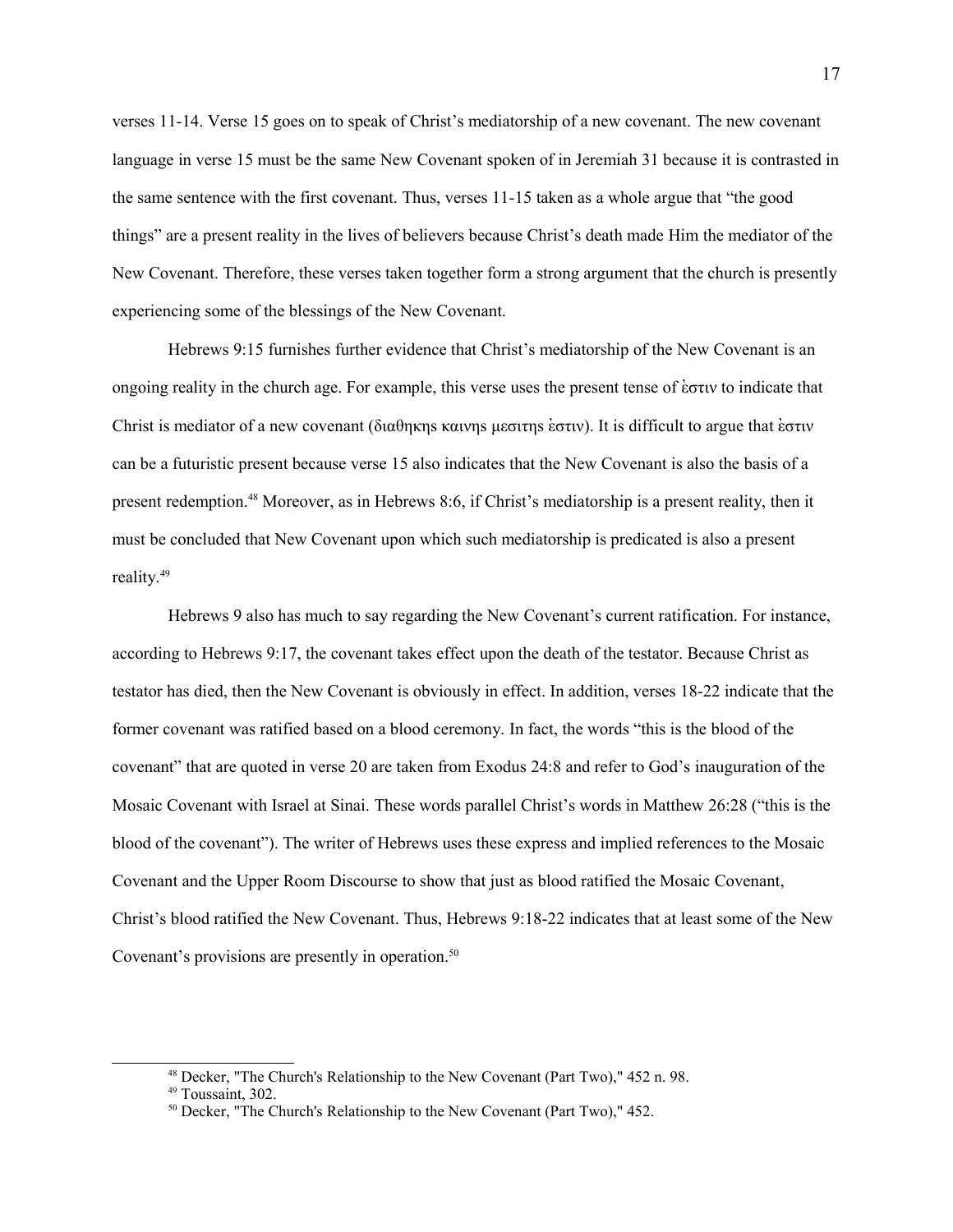verses 11-14. Verse 15 goes on to speak of Christ's mediatorship of a new covenant. The new covenant language in verse 15 must be the same New Covenant spoken of in Jeremiah 31 because it is contrasted in the same sentence with the first covenant. Thus, verses 11-15 taken as a whole argue that "the good things" are a present reality in the lives of believers because Christ's death made Him the mediator of the New Covenant. Therefore, these verses taken together form a strong argument that the church is presently experiencing some of the blessings of the New Covenant.

Hebrews 9:15 furnishes further evidence that Christ's mediatorship of the New Covenant is an ongoing reality in the church age. For example, this verse uses the present tense of ἐστιν to indicate that Christ is mediator of a new covenant (διαθηκης καινης μεσιτης ἐστιν). It is difficult to argue that ἐστιν can be a futuristic present because verse 15 also indicates that the New Covenant is also the basis of a present redemption.[48] Moreover, as in Hebrews 8:6, if Christ's mediatorship is a present reality, then it must be concluded that New Covenant upon which such mediatorship is predicated is also a present reality.[49]

Hebrews 9 also has much to say regarding the New Covenant's current ratification. For instance, according to Hebrews 9:17, the covenant takes effect upon the death of the testator. Because Christ as testator has died, then the New Covenant is obviously in effect. In addition, verses 18-22 indicate that the former covenant was ratified based on a blood ceremony. In fact, the words "this is the blood of the covenant" that are quoted in verse 20 are taken from Exodus 24:8 and refer to God's inauguration of the Mosaic Covenant with Israel at Sinai. These words parallel Christ's words in Matthew 26:28 ("this is the blood of the covenant"). The writer of Hebrews uses these express and implied references to the Mosaic Covenant and the Upper Room Discourse to show that just as blood ratified the Mosaic Covenant, Christ's blood ratified the New Covenant. Thus, Hebrews 9:18-22 indicates that at least some of the New Covenant's provisions are presently in operation.[50]

---

[48] Decker, "The Church's Relationship to the New Covenant (Part Two)," 452 n. 98.

[49] Toussaint, 302.

[50] Decker, "The Church's Relationship to the New Covenant (Part Two)," 452.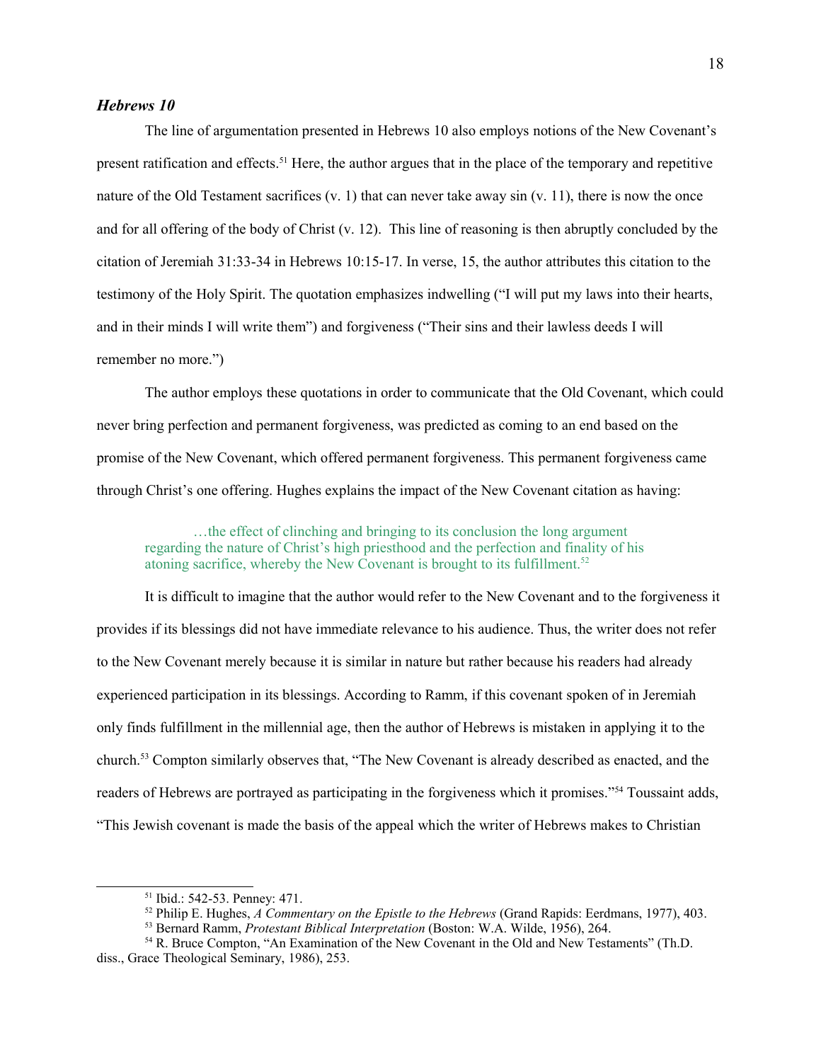### *Hebrews 10*

The line of argumentation presented in Hebrews 10 also employs notions of the New Covenant's present ratification and effects.[51] Here, the author argues that in the place of the temporary and repetitive nature of the Old Testament sacrifices (v. 1) that can never take away sin (v. 11), there is now the once and for all offering of the body of Christ (v. 12). This line of reasoning is then abruptly concluded by the citation of Jeremiah 31:33-34 in Hebrews 10:15-17. In verse, 15, the author attributes this citation to the testimony of the Holy Spirit. The quotation emphasizes indwelling ("I will put my laws into their hearts, and in their minds I will write them") and forgiveness ("Their sins and their lawless deeds I will remember no more.")

The author employs these quotations in order to communicate that the Old Covenant, which could never bring perfection and permanent forgiveness, was predicted as coming to an end based on the promise of the New Covenant, which offered permanent forgiveness. This permanent forgiveness came through Christ's one offering. Hughes explains the impact of the New Covenant citation as having:

> …the effect of clinching and bringing to its conclusion the long argument regarding the nature of Christ's high priesthood and the perfection and finality of his atoning sacrifice, whereby the New Covenant is brought to its fulfillment.[52]

It is difficult to imagine that the author would refer to the New Covenant and to the forgiveness it provides if its blessings did not have immediate relevance to his audience. Thus, the writer does not refer to the New Covenant merely because it is similar in nature but rather because his readers had already experienced participation in its blessings. According to Ramm, if this covenant spoken of in Jeremiah only finds fulfillment in the millennial age, then the author of Hebrews is mistaken in applying it to the church.[53] Compton similarly observes that, "The New Covenant is already described as enacted, and the readers of Hebrews are portrayed as participating in the forgiveness which it promises."[54] Toussaint adds, "This Jewish covenant is made the basis of the appeal which the writer of Hebrews makes to Christian

---

[51] Ibid.: 542-53. Penney: 471.

[52] Philip E. Hughes, *A Commentary on the Epistle to the Hebrews* (Grand Rapids: Eerdmans, 1977), 403.

[53] Bernard Ramm, *Protestant Biblical Interpretation* (Boston: W.A. Wilde, 1956), 264.

[54] R. Bruce Compton, "An Examination of the New Covenant in the Old and New Testaments" (Th.D. diss., Grace Theological Seminary, 1986), 253.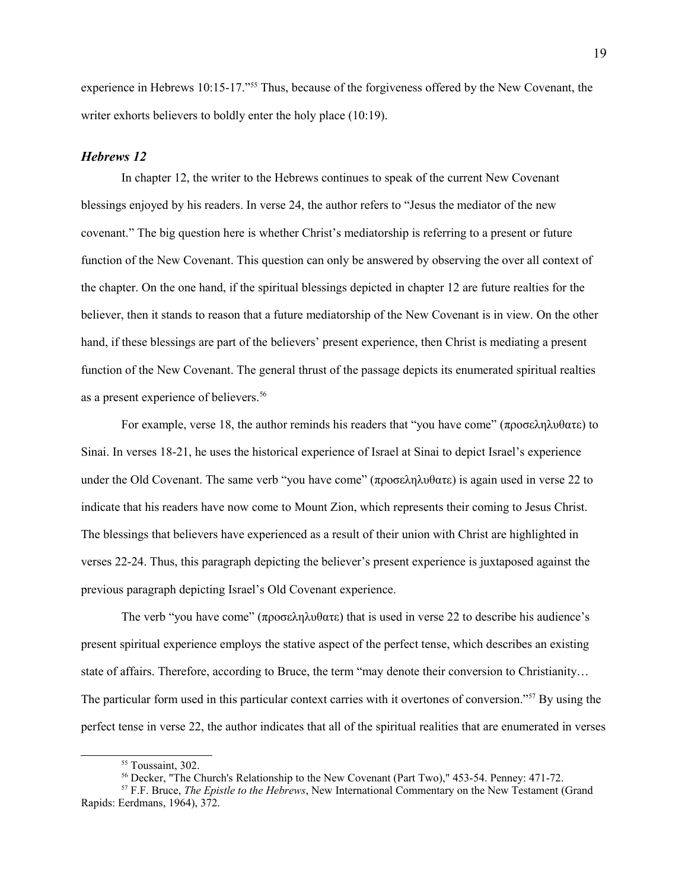experience in Hebrews 10:15-17."[55] Thus, because of the forgiveness offered by the New Covenant, the writer exhorts believers to boldly enter the holy place (10:19).

### *Hebrews 12*

In chapter 12, the writer to the Hebrews continues to speak of the current New Covenant blessings enjoyed by his readers. In verse 24, the author refers to "Jesus the mediator of the new covenant." The big question here is whether Christ's mediatorship is referring to a present or future function of the New Covenant. This question can only be answered by observing the over all context of the chapter. On the one hand, if the spiritual blessings depicted in chapter 12 are future realties for the believer, then it stands to reason that a future mediatorship of the New Covenant is in view. On the other hand, if these blessings are part of the believers' present experience, then Christ is mediating a present function of the New Covenant. The general thrust of the passage depicts its enumerated spiritual realties as a present experience of believers.[56]

For example, verse 18, the author reminds his readers that "you have come" (προσεληλυθατε) to Sinai. In verses 18-21, he uses the historical experience of Israel at Sinai to depict Israel's experience under the Old Covenant. The same verb "you have come" (προσεληλυθατε) is again used in verse 22 to indicate that his readers have now come to Mount Zion, which represents their coming to Jesus Christ. The blessings that believers have experienced as a result of their union with Christ are highlighted in verses 22-24. Thus, this paragraph depicting the believer's present experience is juxtaposed against the previous paragraph depicting Israel's Old Covenant experience.

The verb "you have come" (προσεληλυθατε) that is used in verse 22 to describe his audience's present spiritual experience employs the stative aspect of the perfect tense, which describes an existing state of affairs. Therefore, according to Bruce, the term "may denote their conversion to Christianity… The particular form used in this particular context carries with it overtones of conversion."[57] By using the perfect tense in verse 22, the author indicates that all of the spiritual realities that are enumerated in verses

---

[55] Toussaint, 302.

[56] Decker, "The Church's Relationship to the New Covenant (Part Two)," 453-54. Penney: 471-72.

[57] F.F. Bruce, *The Epistle to the Hebrews*, New International Commentary on the New Testament (Grand Rapids: Eerdmans, 1964), 372.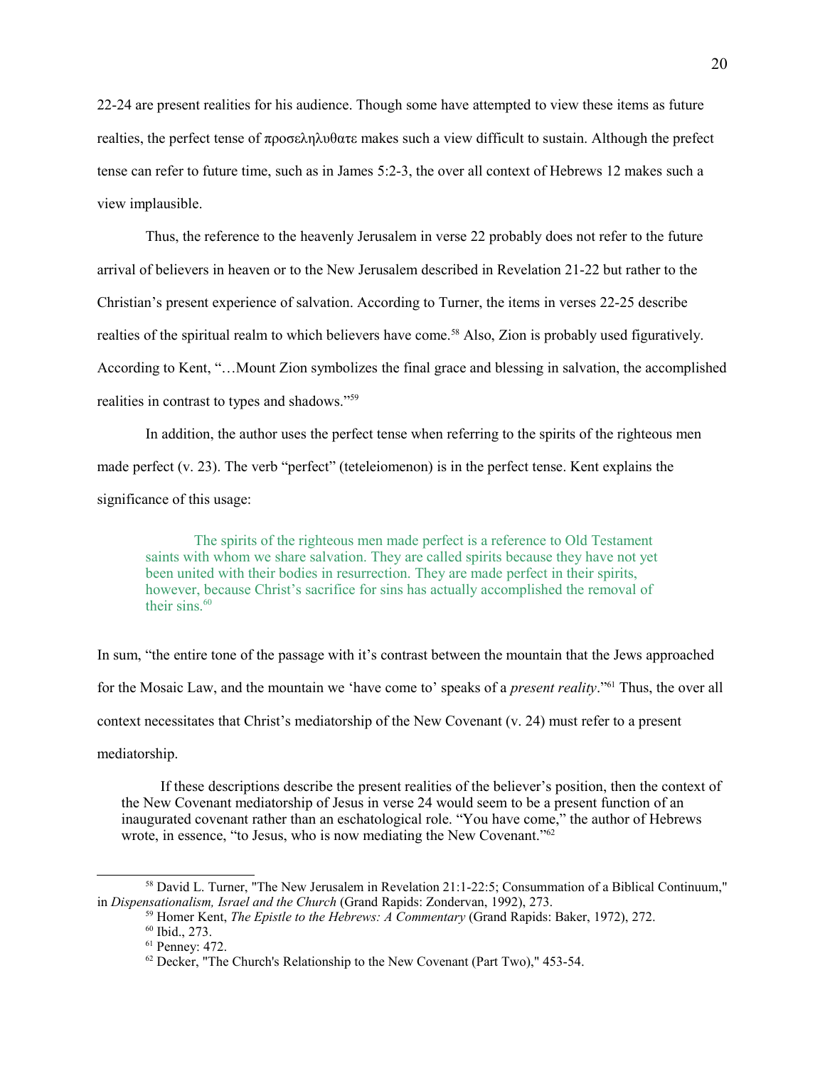22-24 are present realities for his audience. Though some have attempted to view these items as future realties, the perfect tense of προσεληλυθατε makes such a view difficult to sustain. Although the perfect tense can refer to future time, such as in James 5:2-3, the over all context of Hebrews 12 makes such a view implausible.

Thus, the reference to the heavenly Jerusalem in verse 22 probably does not refer to the future arrival of believers in heaven or to the New Jerusalem described in Revelation 21-22 but rather to the Christian's present experience of salvation. According to Turner, the items in verses 22-25 describe realties of the spiritual realm to which believers have come.[58] Also, Zion is probably used figuratively. According to Kent, "…Mount Zion symbolizes the final grace and blessing in salvation, the accomplished realities in contrast to types and shadows."[59]

In addition, the author uses the perfect tense when referring to the spirits of the righteous men made perfect (v. 23). The verb "perfect" (teteleiomenon) is in the perfect tense. Kent explains the significance of this usage:

> The spirits of the righteous men made perfect is a reference to Old Testament saints with whom we share salvation. They are called spirits because they have not yet been united with their bodies in resurrection. They are made perfect in their spirits, however, because Christ's sacrifice for sins has actually accomplished the removal of their sins.[60]

In sum, "the entire tone of the passage with it's contrast between the mountain that the Jews approached for the Mosaic Law, and the mountain we 'have come to' speaks of a *present reality*."[61] Thus, the over all context necessitates that Christ's mediatorship of the New Covenant (v. 24) must refer to a present mediatorship.

> If these descriptions describe the present realities of the believer's position, then the context of the New Covenant mediatorship of Jesus in verse 24 would seem to be a present function of an inaugurated covenant rather than an eschatological role. "You have come," the author of Hebrews wrote, in essence, "to Jesus, who is now mediating the New Covenant."[62]

---

[58] David L. Turner, "The New Jerusalem in Revelation 21:1-22:5; Consummation of a Biblical Continuum," in *Dispensationalism, Israel and the Church* (Grand Rapids: Zondervan, 1992), 273.

[59] Homer Kent, *The Epistle to the Hebrews: A Commentary* (Grand Rapids: Baker, 1972), 272.

[60] Ibid., 273.

[61] Penney: 472.

[62] Decker, "The Church's Relationship to the New Covenant (Part Two)," 453-54.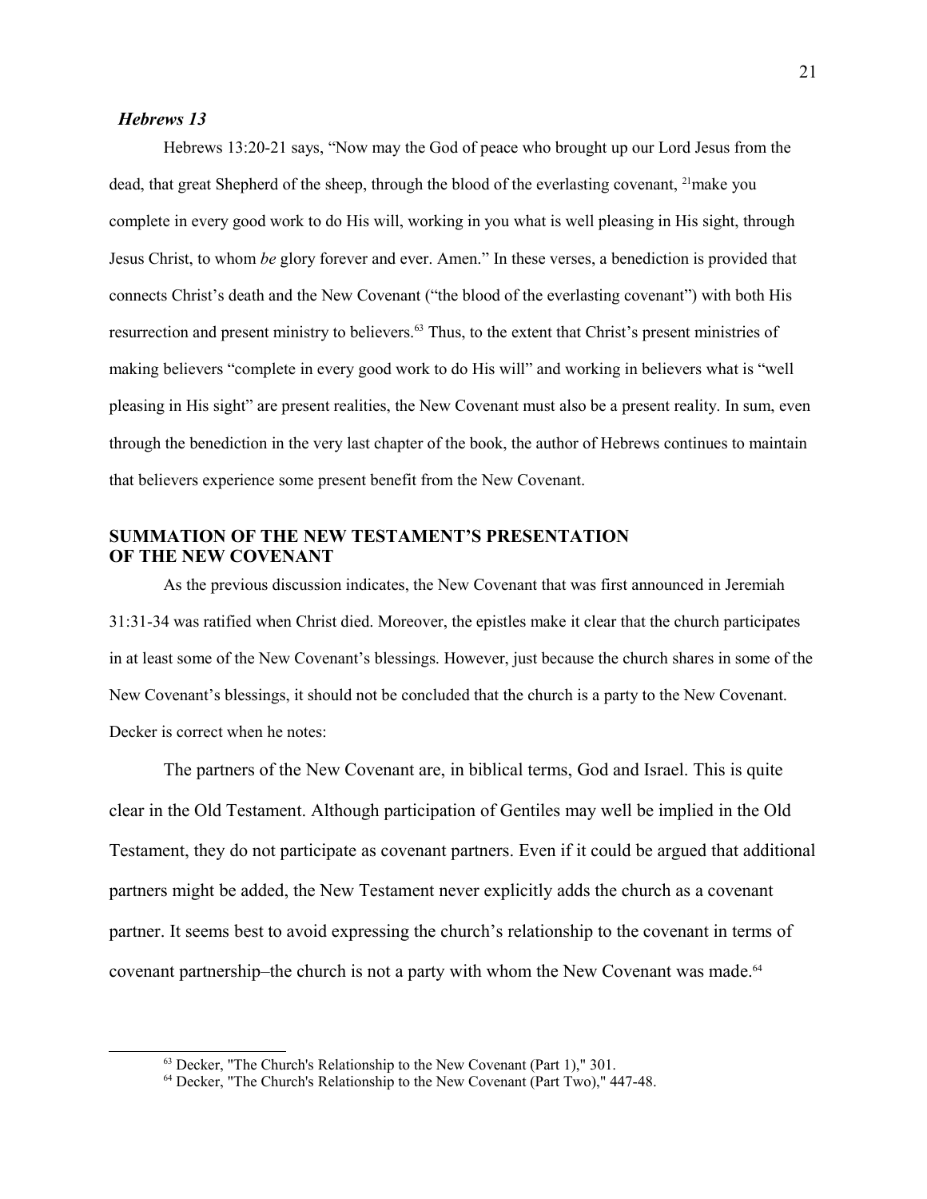### *Hebrews 13*

Hebrews 13:20-21 says, "Now may the God of peace who brought up our Lord Jesus from the dead, that great Shepherd of the sheep, through the blood of the everlasting covenant, [21]make you complete in every good work to do His will, working in you what is well pleasing in His sight, through Jesus Christ, to whom *be* glory forever and ever. Amen." In these verses, a benediction is provided that connects Christ's death and the New Covenant ("the blood of the everlasting covenant") with both His resurrection and present ministry to believers.[63] Thus, to the extent that Christ's present ministries of making believers "complete in every good work to do His will" and working in believers what is "well pleasing in His sight" are present realities, the New Covenant must also be a present reality. In sum, even through the benediction in the very last chapter of the book, the author of Hebrews continues to maintain that believers experience some present benefit from the New Covenant.

## SUMMATION OF THE NEW TESTAMENT'S PRESENTATION OF THE NEW COVENANT

As the previous discussion indicates, the New Covenant that was first announced in Jeremiah 31:31-34 was ratified when Christ died. Moreover, the epistles make it clear that the church participates in at least some of the New Covenant's blessings. However, just because the church shares in some of the New Covenant's blessings, it should not be concluded that the church is a party to the New Covenant. Decker is correct when he notes:

> The partners of the New Covenant are, in biblical terms, God and Israel. This is quite clear in the Old Testament. Although participation of Gentiles may well be implied in the Old Testament, they do not participate as covenant partners. Even if it could be argued that additional partners might be added, the New Testament never explicitly adds the church as a covenant partner. It seems best to avoid expressing the church's relationship to the covenant in terms of covenant partnership–the church is not a party with whom the New Covenant was made.[64]

---

[63] Decker, "The Church's Relationship to the New Covenant (Part 1)," 301.

[64] Decker, "The Church's Relationship to the New Covenant (Part Two)," 447-48.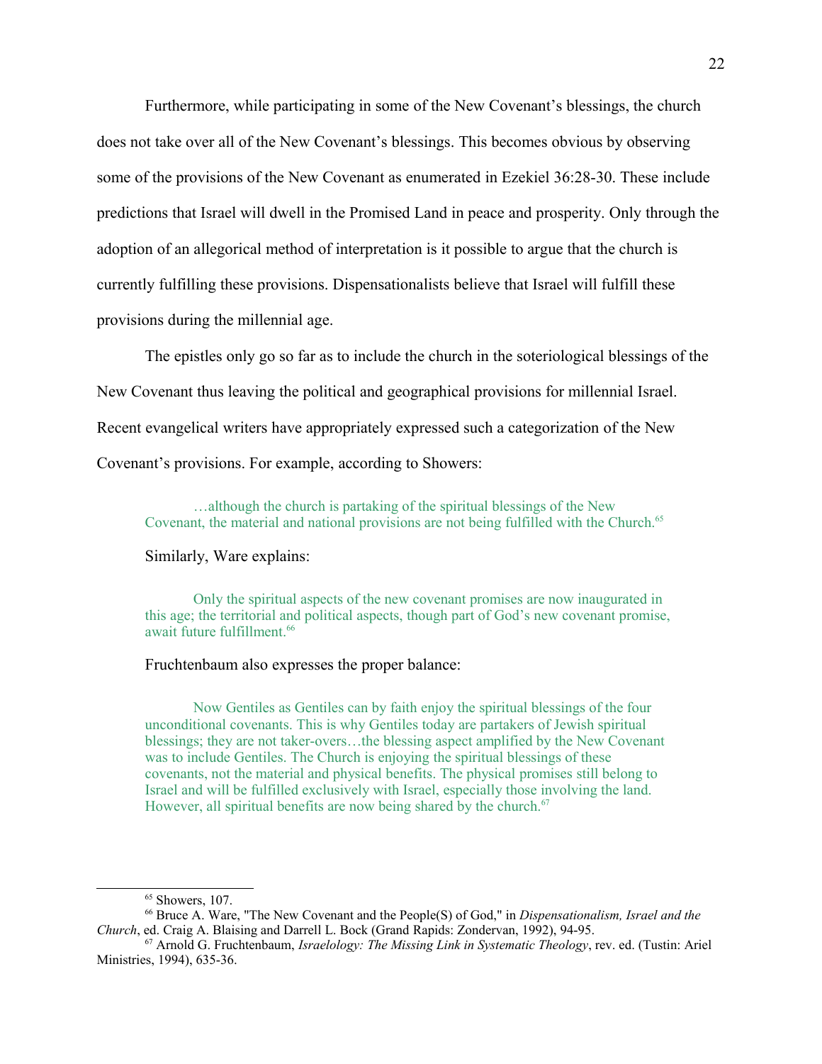Furthermore, while participating in some of the New Covenant's blessings, the church does not take over all of the New Covenant's blessings. This becomes obvious by observing some of the provisions of the New Covenant as enumerated in Ezekiel 36:28-30. These include predictions that Israel will dwell in the Promised Land in peace and prosperity. Only through the adoption of an allegorical method of interpretation is it possible to argue that the church is currently fulfilling these provisions. Dispensationalists believe that Israel will fulfill these provisions during the millennial age.

The epistles only go so far as to include the church in the soteriological blessings of the New Covenant thus leaving the political and geographical provisions for millennial Israel. Recent evangelical writers have appropriately expressed such a categorization of the New Covenant's provisions. For example, according to Showers:

> …although the church is partaking of the spiritual blessings of the New Covenant, the material and national provisions are not being fulfilled with the Church.[65]

Similarly, Ware explains:

> Only the spiritual aspects of the new covenant promises are now inaugurated in this age; the territorial and political aspects, though part of God's new covenant promise, await future fulfillment.[66]

Fruchtenbaum also expresses the proper balance:

> Now Gentiles as Gentiles can by faith enjoy the spiritual blessings of the four unconditional covenants. This is why Gentiles today are partakers of Jewish spiritual blessings; they are not taker-overs…the blessing aspect amplified by the New Covenant was to include Gentiles. The Church is enjoying the spiritual blessings of these covenants, not the material and physical benefits. The physical promises still belong to Israel and will be fulfilled exclusively with Israel, especially those involving the land. However, all spiritual benefits are now being shared by the church.[67]

---

[65] Showers, 107.

[66] Bruce A. Ware, "The New Covenant and the People(S) of God," in *Dispensationalism, Israel and the Church*, ed. Craig A. Blaising and Darrell L. Bock (Grand Rapids: Zondervan, 1992), 94-95.

[67] Arnold G. Fruchtenbaum, *Israelology: The Missing Link in Systematic Theology*, rev. ed. (Tustin: Ariel Ministries, 1994), 635-36.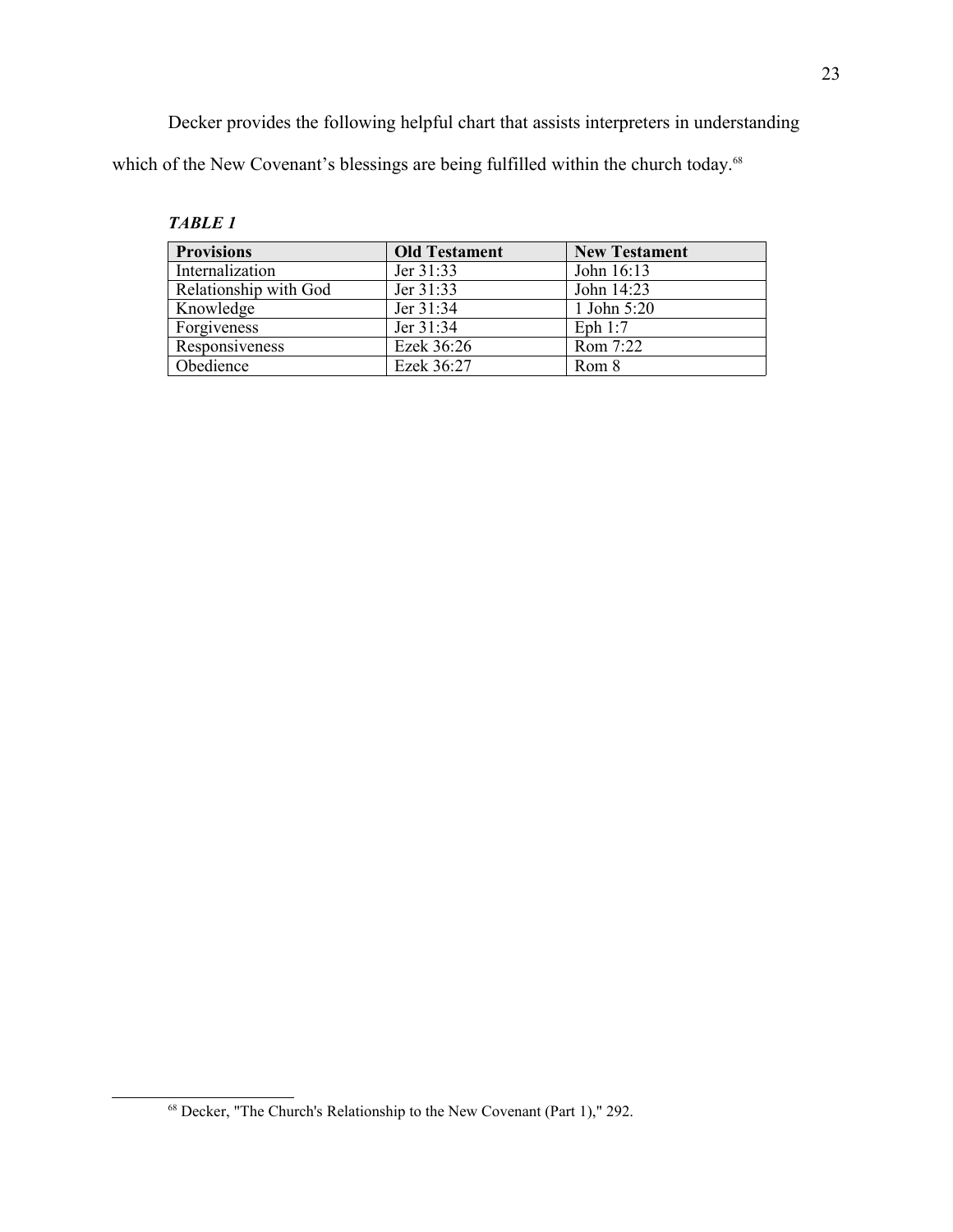Decker provides the following helpful chart that assists interpreters in understanding which of the New Covenant's blessings are being fulfilled within the church today.[68]

***TABLE 1***

| Provisions | Old Testament | New Testament |
|---|---|---|
| Internalization | Jer 31:33 | John 16:13 |
| Relationship with God | Jer 31:33 | John 14:23 |
| Knowledge | Jer 31:34 | 1 John 5:20 |
| Forgiveness | Jer 31:34 | Eph 1:7 |
| Responsiveness | Ezek 36:26 | Rom 7:22 |
| Obedience | Ezek 36:27 | Rom 8 |

[68] Decker, "The Church's Relationship to the New Covenant (Part 1)," 292.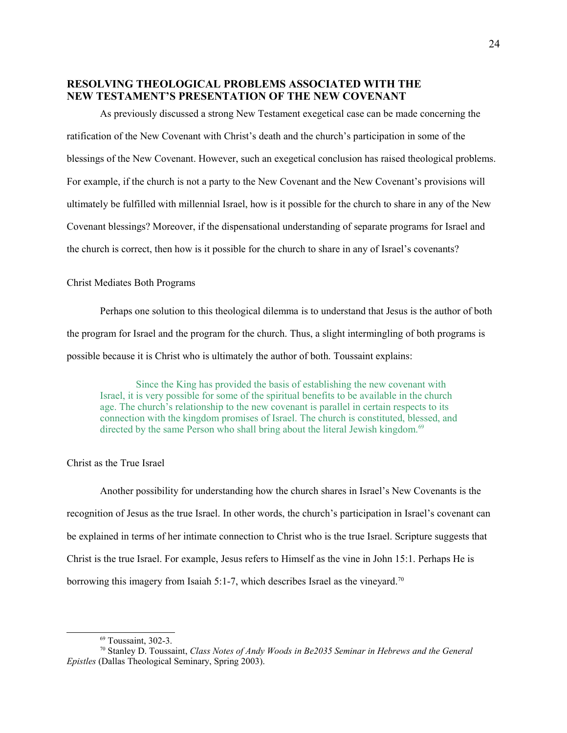## RESOLVING THEOLOGICAL PROBLEMS ASSOCIATED WITH THE NEW TESTAMENT'S PRESENTATION OF THE NEW COVENANT

As previously discussed a strong New Testament exegetical case can be made concerning the ratification of the New Covenant with Christ's death and the church's participation in some of the blessings of the New Covenant. However, such an exegetical conclusion has raised theological problems. For example, if the church is not a party to the New Covenant and the New Covenant's provisions will ultimately be fulfilled with millennial Israel, how is it possible for the church to share in any of the New Covenant blessings? Moreover, if the dispensational understanding of separate programs for Israel and the church is correct, then how is it possible for the church to share in any of Israel's covenants?

### Christ Mediates Both Programs

Perhaps one solution to this theological dilemma is to understand that Jesus is the author of both the program for Israel and the program for the church. Thus, a slight intermingling of both programs is possible because it is Christ who is ultimately the author of both. Toussaint explains:

> Since the King has provided the basis of establishing the new covenant with Israel, it is very possible for some of the spiritual benefits to be available in the church age. The church's relationship to the new covenant is parallel in certain respects to its connection with the kingdom promises of Israel. The church is constituted, blessed, and directed by the same Person who shall bring about the literal Jewish kingdom.[69]

### Christ as the True Israel

Another possibility for understanding how the church shares in Israel's New Covenants is the recognition of Jesus as the true Israel. In other words, the church's participation in Israel's covenant can be explained in terms of her intimate connection to Christ who is the true Israel. Scripture suggests that Christ is the true Israel. For example, Jesus refers to Himself as the vine in John 15:1. Perhaps He is borrowing this imagery from Isaiah 5:1-7, which describes Israel as the vineyard.[70]

---

[69] Toussaint, 302-3.

[70] Stanley D. Toussaint, *Class Notes of Andy Woods in Be2035 Seminar in Hebrews and the General Epistles* (Dallas Theological Seminary, Spring 2003).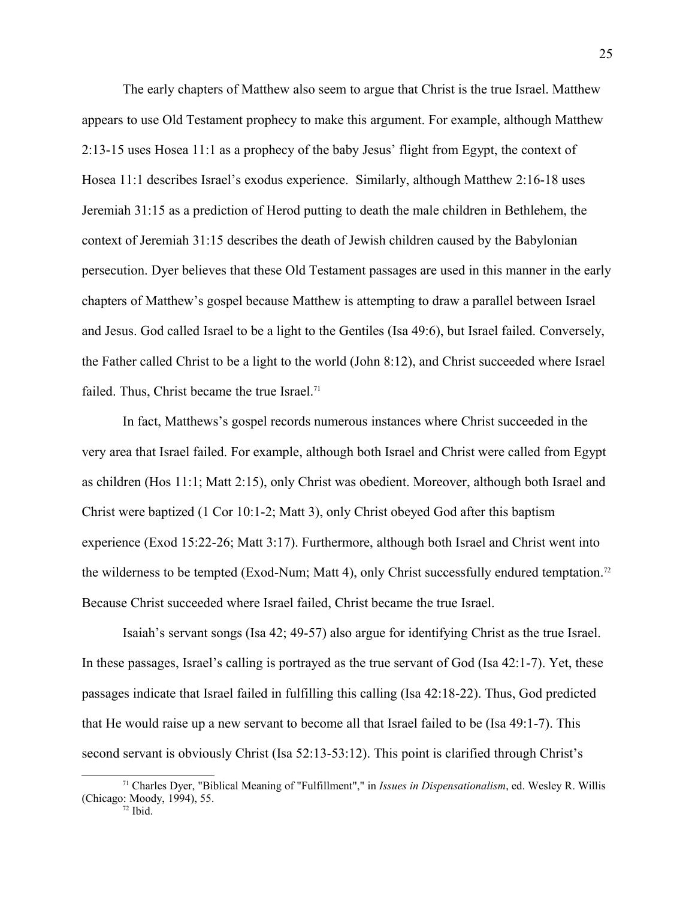The early chapters of Matthew also seem to argue that Christ is the true Israel. Matthew appears to use Old Testament prophecy to make this argument. For example, although Matthew 2:13-15 uses Hosea 11:1 as a prophecy of the baby Jesus' flight from Egypt, the context of Hosea 11:1 describes Israel's exodus experience. Similarly, although Matthew 2:16-18 uses Jeremiah 31:15 as a prediction of Herod putting to death the male children in Bethlehem, the context of Jeremiah 31:15 describes the death of Jewish children caused by the Babylonian persecution. Dyer believes that these Old Testament passages are used in this manner in the early chapters of Matthew's gospel because Matthew is attempting to draw a parallel between Israel and Jesus. God called Israel to be a light to the Gentiles (Isa 49:6), but Israel failed. Conversely, the Father called Christ to be a light to the world (John 8:12), and Christ succeeded where Israel failed. Thus, Christ became the true Israel.[71]

In fact, Matthews's gospel records numerous instances where Christ succeeded in the very area that Israel failed. For example, although both Israel and Christ were called from Egypt as children (Hos 11:1; Matt 2:15), only Christ was obedient. Moreover, although both Israel and Christ were baptized (1 Cor 10:1-2; Matt 3), only Christ obeyed God after this baptism experience (Exod 15:22-26; Matt 3:17). Furthermore, although both Israel and Christ went into the wilderness to be tempted (Exod-Num; Matt 4), only Christ successfully endured temptation.[72] Because Christ succeeded where Israel failed, Christ became the true Israel.

Isaiah's servant songs (Isa 42; 49-57) also argue for identifying Christ as the true Israel. In these passages, Israel's calling is portrayed as the true servant of God (Isa 42:1-7). Yet, these passages indicate that Israel failed in fulfilling this calling (Isa 42:18-22). Thus, God predicted that He would raise up a new servant to become all that Israel failed to be (Isa 49:1-7). This second servant is obviously Christ (Isa 52:13-53:12). This point is clarified through Christ's

---

[71] Charles Dyer, "Biblical Meaning of "Fulfillment"," in *Issues in Dispensationalism*, ed. Wesley R. Willis (Chicago: Moody, 1994), 55.

[72] Ibid.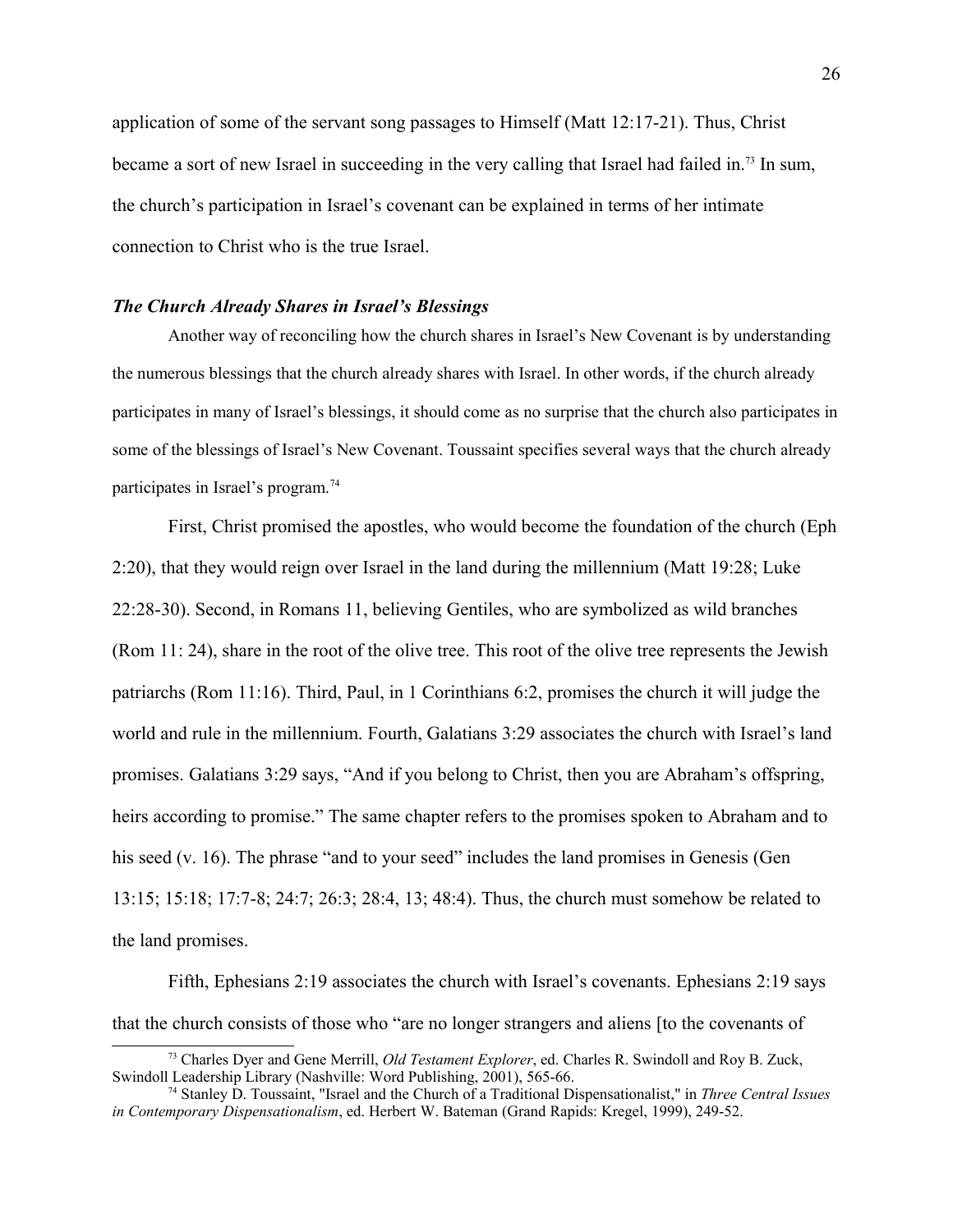application of some of the servant song passages to Himself (Matt 12:17-21). Thus, Christ became a sort of new Israel in succeeding in the very calling that Israel had failed in.[73] In sum, the church's participation in Israel's covenant can be explained in terms of her intimate connection to Christ who is the true Israel.

### *The Church Already Shares in Israel's Blessings*

Another way of reconciling how the church shares in Israel's New Covenant is by understanding the numerous blessings that the church already shares with Israel. In other words, if the church already participates in many of Israel's blessings, it should come as no surprise that the church also participates in some of the blessings of Israel's New Covenant. Toussaint specifies several ways that the church already participates in Israel's program.[74]

First, Christ promised the apostles, who would become the foundation of the church (Eph 2:20), that they would reign over Israel in the land during the millennium (Matt 19:28; Luke 22:28-30). Second, in Romans 11, believing Gentiles, who are symbolized as wild branches (Rom 11: 24), share in the root of the olive tree. This root of the olive tree represents the Jewish patriarchs (Rom 11:16). Third, Paul, in 1 Corinthians 6:2, promises the church it will judge the world and rule in the millennium. Fourth, Galatians 3:29 associates the church with Israel's land promises. Galatians 3:29 says, "And if you belong to Christ, then you are Abraham's offspring, heirs according to promise." The same chapter refers to the promises spoken to Abraham and to his seed (v. 16). The phrase "and to your seed" includes the land promises in Genesis (Gen 13:15; 15:18; 17:7-8; 24:7; 26:3; 28:4, 13; 48:4). Thus, the church must somehow be related to the land promises.

Fifth, Ephesians 2:19 associates the church with Israel's covenants. Ephesians 2:19 says that the church consists of those who "are no longer strangers and aliens [to the covenants of

---

[73] Charles Dyer and Gene Merrill, *Old Testament Explorer*, ed. Charles R. Swindoll and Roy B. Zuck, Swindoll Leadership Library (Nashville: Word Publishing, 2001), 565-66.

[74] Stanley D. Toussaint, "Israel and the Church of a Traditional Dispensationalist," in *Three Central Issues in Contemporary Dispensationalism*, ed. Herbert W. Bateman (Grand Rapids: Kregel, 1999), 249-52.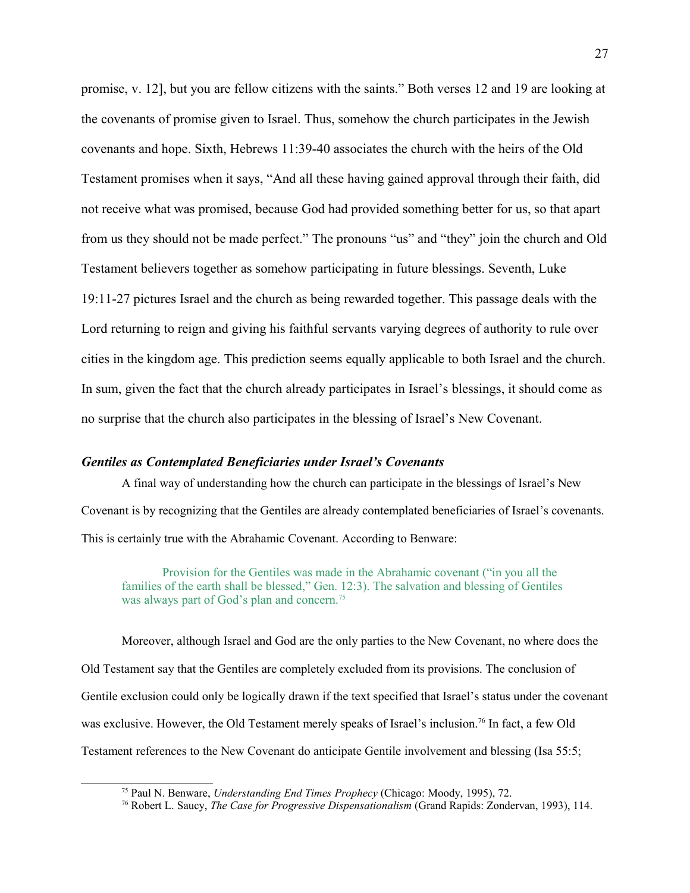promise, v. 12], but you are fellow citizens with the saints." Both verses 12 and 19 are looking at the covenants of promise given to Israel. Thus, somehow the church participates in the Jewish covenants and hope. Sixth, Hebrews 11:39-40 associates the church with the heirs of the Old Testament promises when it says, "And all these having gained approval through their faith, did not receive what was promised, because God had provided something better for us, so that apart from us they should not be made perfect." The pronouns "us" and "they" join the church and Old Testament believers together as somehow participating in future blessings. Seventh, Luke 19:11-27 pictures Israel and the church as being rewarded together. This passage deals with the Lord returning to reign and giving his faithful servants varying degrees of authority to rule over cities in the kingdom age. This prediction seems equally applicable to both Israel and the church. In sum, given the fact that the church already participates in Israel's blessings, it should come as no surprise that the church also participates in the blessing of Israel's New Covenant.

### *Gentiles as Contemplated Beneficiaries under Israel's Covenants*

A final way of understanding how the church can participate in the blessings of Israel's New Covenant is by recognizing that the Gentiles are already contemplated beneficiaries of Israel's covenants. This is certainly true with the Abrahamic Covenant. According to Benware:

> Provision for the Gentiles was made in the Abrahamic covenant ("in you all the families of the earth shall be blessed," Gen. 12:3). The salvation and blessing of Gentiles was always part of God's plan and concern.[75]

Moreover, although Israel and God are the only parties to the New Covenant, no where does the Old Testament say that the Gentiles are completely excluded from its provisions. The conclusion of Gentile exclusion could only be logically drawn if the text specified that Israel's status under the covenant was exclusive. However, the Old Testament merely speaks of Israel's inclusion.[76] In fact, a few Old Testament references to the New Covenant do anticipate Gentile involvement and blessing (Isa 55:5;

---

[75] Paul N. Benware, *Understanding End Times Prophecy* (Chicago: Moody, 1995), 72.

[76] Robert L. Saucy, *The Case for Progressive Dispensationalism* (Grand Rapids: Zondervan, 1993), 114.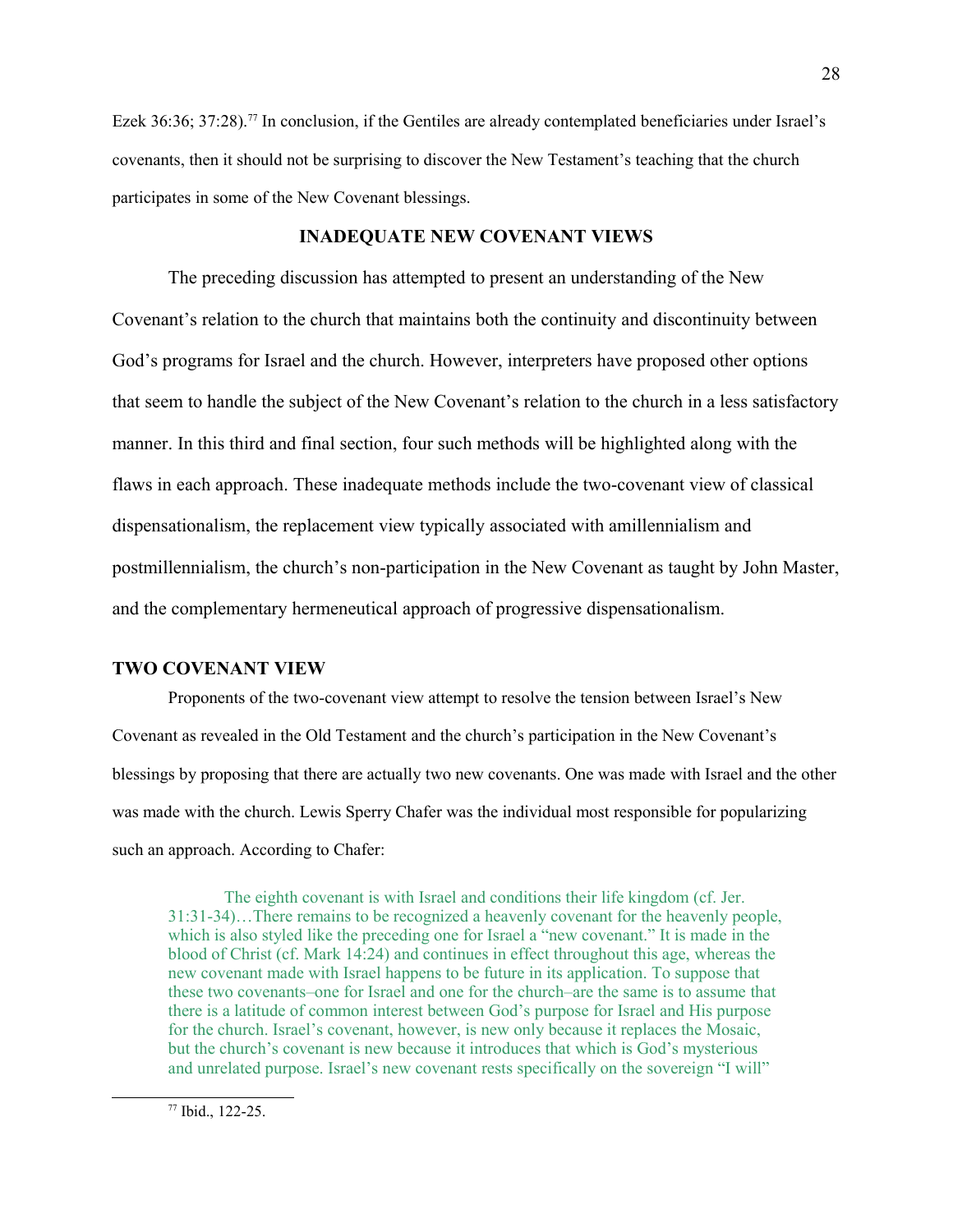Ezek 36:36; 37:28).[77] In conclusion, if the Gentiles are already contemplated beneficiaries under Israel's covenants, then it should not be surprising to discover the New Testament's teaching that the church participates in some of the New Covenant blessings.

## INADEQUATE NEW COVENANT VIEWS

The preceding discussion has attempted to present an understanding of the New Covenant's relation to the church that maintains both the continuity and discontinuity between God's programs for Israel and the church. However, interpreters have proposed other options that seem to handle the subject of the New Covenant's relation to the church in a less satisfactory manner. In this third and final section, four such methods will be highlighted along with the flaws in each approach. These inadequate methods include the two-covenant view of classical dispensationalism, the replacement view typically associated with amillennialism and postmillennialism, the church's non-participation in the New Covenant as taught by John Master, and the complementary hermeneutical approach of progressive dispensationalism.

### TWO COVENANT VIEW

Proponents of the two-covenant view attempt to resolve the tension between Israel's New Covenant as revealed in the Old Testament and the church's participation in the New Covenant's blessings by proposing that there are actually two new covenants. One was made with Israel and the other was made with the church. Lewis Sperry Chafer was the individual most responsible for popularizing such an approach. According to Chafer:

> The eighth covenant is with Israel and conditions their life kingdom (cf. Jer. 31:31-34)…There remains to be recognized a heavenly covenant for the heavenly people, which is also styled like the preceding one for Israel a "new covenant." It is made in the blood of Christ (cf. Mark 14:24) and continues in effect throughout this age, whereas the new covenant made with Israel happens to be future in its application. To suppose that these two covenants–one for Israel and one for the church–are the same is to assume that there is a latitude of common interest between God's purpose for Israel and His purpose for the church. Israel's covenant, however, is new only because it replaces the Mosaic, but the church's covenant is new because it introduces that which is God's mysterious and unrelated purpose. Israel's new covenant rests specifically on the sovereign "I will"

[77] Ibid., 122-25.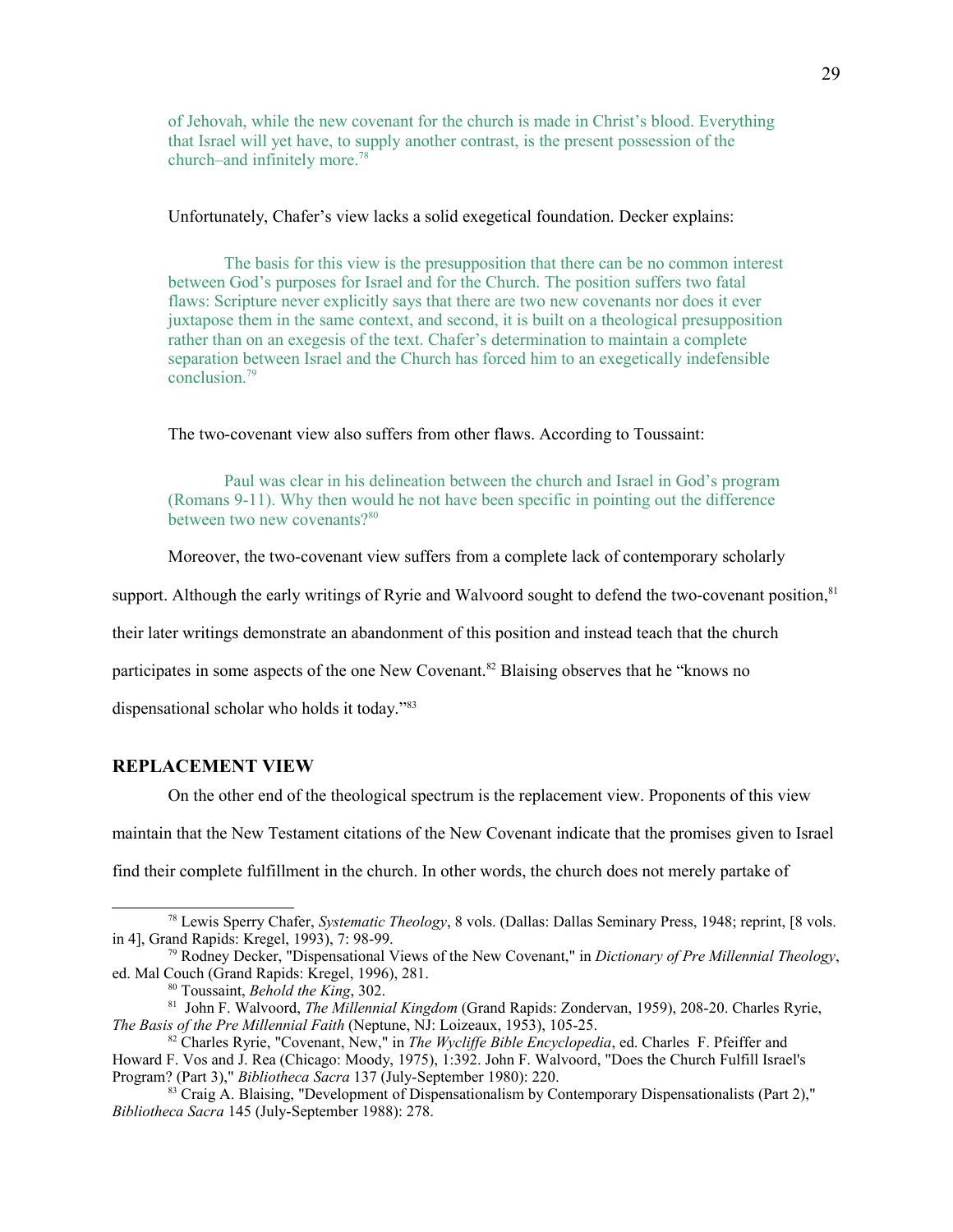> of Jehovah, while the new covenant for the church is made in Christ's blood. Everything that Israel will yet have, to supply another contrast, is the present possession of the church–and infinitely more.[78]

Unfortunately, Chafer's view lacks a solid exegetical foundation. Decker explains:

> The basis for this view is the presupposition that there can be no common interest between God's purposes for Israel and for the Church. The position suffers two fatal flaws: Scripture never explicitly says that there are two new covenants nor does it ever juxtapose them in the same context, and second, it is built on a theological presupposition rather than on an exegesis of the text. Chafer's determination to maintain a complete separation between Israel and the Church has forced him to an exegetically indefensible conclusion.[79]

The two-covenant view also suffers from other flaws. According to Toussaint:

> Paul was clear in his delineation between the church and Israel in God's program (Romans 9-11). Why then would he not have been specific in pointing out the difference between two new covenants?[80]

Moreover, the two-covenant view suffers from a complete lack of contemporary scholarly support. Although the early writings of Ryrie and Walvoord sought to defend the two-covenant position,[81] their later writings demonstrate an abandonment of this position and instead teach that the church participates in some aspects of the one New Covenant.[82] Blaising observes that he "knows no dispensational scholar who holds it today."[83]

## REPLACEMENT VIEW

On the other end of the theological spectrum is the replacement view. Proponents of this view maintain that the New Testament citations of the New Covenant indicate that the promises given to Israel find their complete fulfillment in the church. In other words, the church does not merely partake of

---

[78] Lewis Sperry Chafer, *Systematic Theology*, 8 vols. (Dallas: Dallas Seminary Press, 1948; reprint, [8 vols. in 4], Grand Rapids: Kregel, 1993), 7: 98-99.

[79] Rodney Decker, "Dispensational Views of the New Covenant," in *Dictionary of Pre Millennial Theology*, ed. Mal Couch (Grand Rapids: Kregel, 1996), 281.

[80] Toussaint, *Behold the King*, 302.

[81] John F. Walvoord, *The Millennial Kingdom* (Grand Rapids: Zondervan, 1959), 208-20. Charles Ryrie, *The Basis of the Pre Millennial Faith* (Neptune, NJ: Loizeaux, 1953), 105-25.

[82] Charles Ryrie, "Covenant, New," in *The Wycliffe Bible Encyclopedia*, ed. Charles F. Pfeiffer and Howard F. Vos and J. Rea (Chicago: Moody, 1975), 1:392. John F. Walvoord, "Does the Church Fulfill Israel's Program? (Part 3)," *Bibliotheca Sacra* 137 (July-September 1980): 220.

[83] Craig A. Blaising, "Development of Dispensationalism by Contemporary Dispensationalists (Part 2)," *Bibliotheca Sacra* 145 (July-September 1988): 278.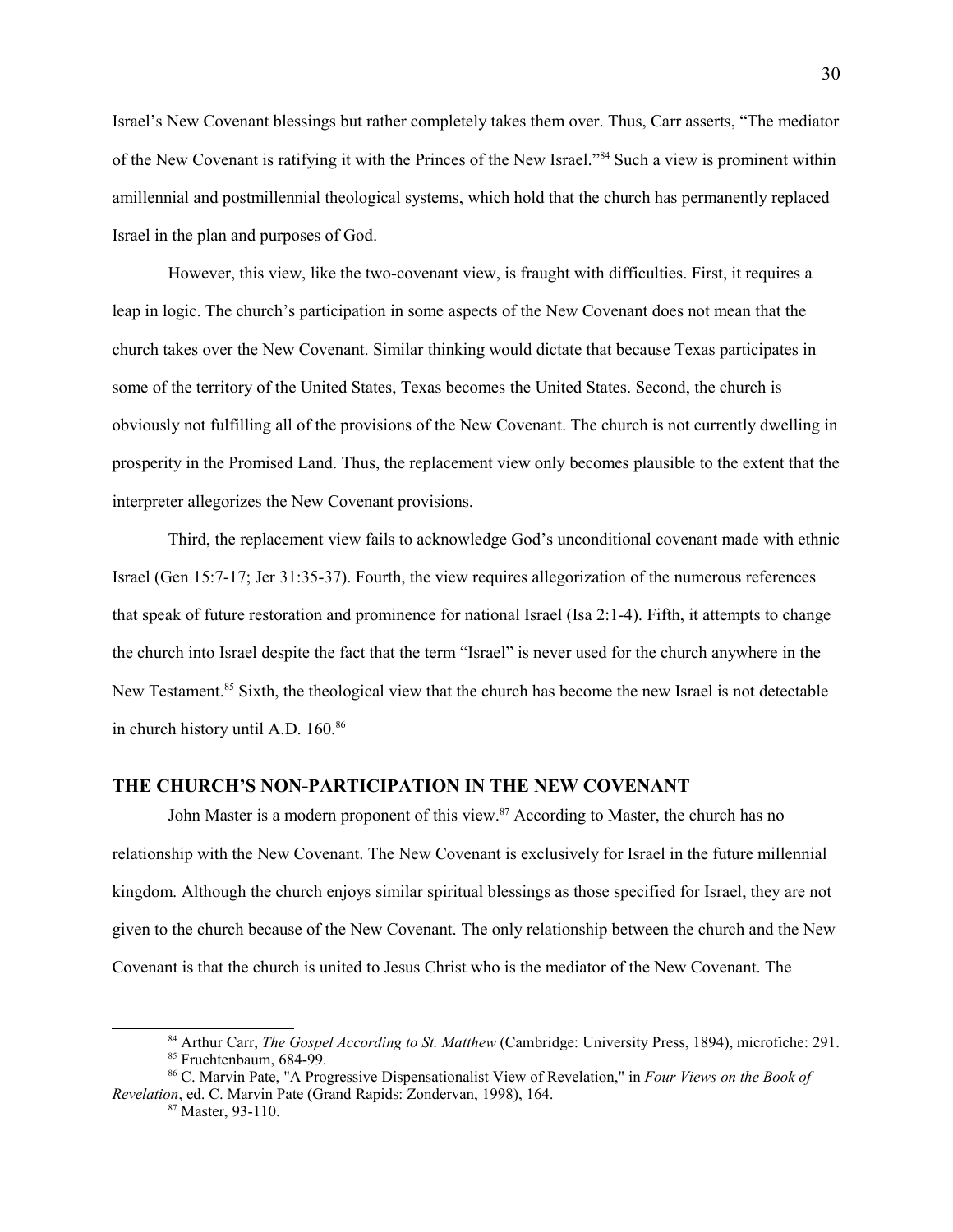Israel's New Covenant blessings but rather completely takes them over. Thus, Carr asserts, "The mediator of the New Covenant is ratifying it with the Princes of the New Israel."[84] Such a view is prominent within amillennial and postmillennial theological systems, which hold that the church has permanently replaced Israel in the plan and purposes of God.

However, this view, like the two-covenant view, is fraught with difficulties. First, it requires a leap in logic. The church's participation in some aspects of the New Covenant does not mean that the church takes over the New Covenant. Similar thinking would dictate that because Texas participates in some of the territory of the United States, Texas becomes the United States. Second, the church is obviously not fulfilling all of the provisions of the New Covenant. The church is not currently dwelling in prosperity in the Promised Land. Thus, the replacement view only becomes plausible to the extent that the interpreter allegorizes the New Covenant provisions.

Third, the replacement view fails to acknowledge God's unconditional covenant made with ethnic Israel (Gen 15:7-17; Jer 31:35-37). Fourth, the view requires allegorization of the numerous references that speak of future restoration and prominence for national Israel (Isa 2:1-4). Fifth, it attempts to change the church into Israel despite the fact that the term "Israel" is never used for the church anywhere in the New Testament.[85] Sixth, the theological view that the church has become the new Israel is not detectable in church history until A.D. 160.[86]

## THE CHURCH'S NON-PARTICIPATION IN THE NEW COVENANT

John Master is a modern proponent of this view.[87] According to Master, the church has no relationship with the New Covenant. The New Covenant is exclusively for Israel in the future millennial kingdom. Although the church enjoys similar spiritual blessings as those specified for Israel, they are not given to the church because of the New Covenant. The only relationship between the church and the New Covenant is that the church is united to Jesus Christ who is the mediator of the New Covenant. The

---

[84] Arthur Carr, *The Gospel According to St. Matthew* (Cambridge: University Press, 1894), microfiche: 291.

[85] Fruchtenbaum, 684-99.

[86] C. Marvin Pate, "A Progressive Dispensationalist View of Revelation," in *Four Views on the Book of Revelation*, ed. C. Marvin Pate (Grand Rapids: Zondervan, 1998), 164.

[87] Master, 93-110.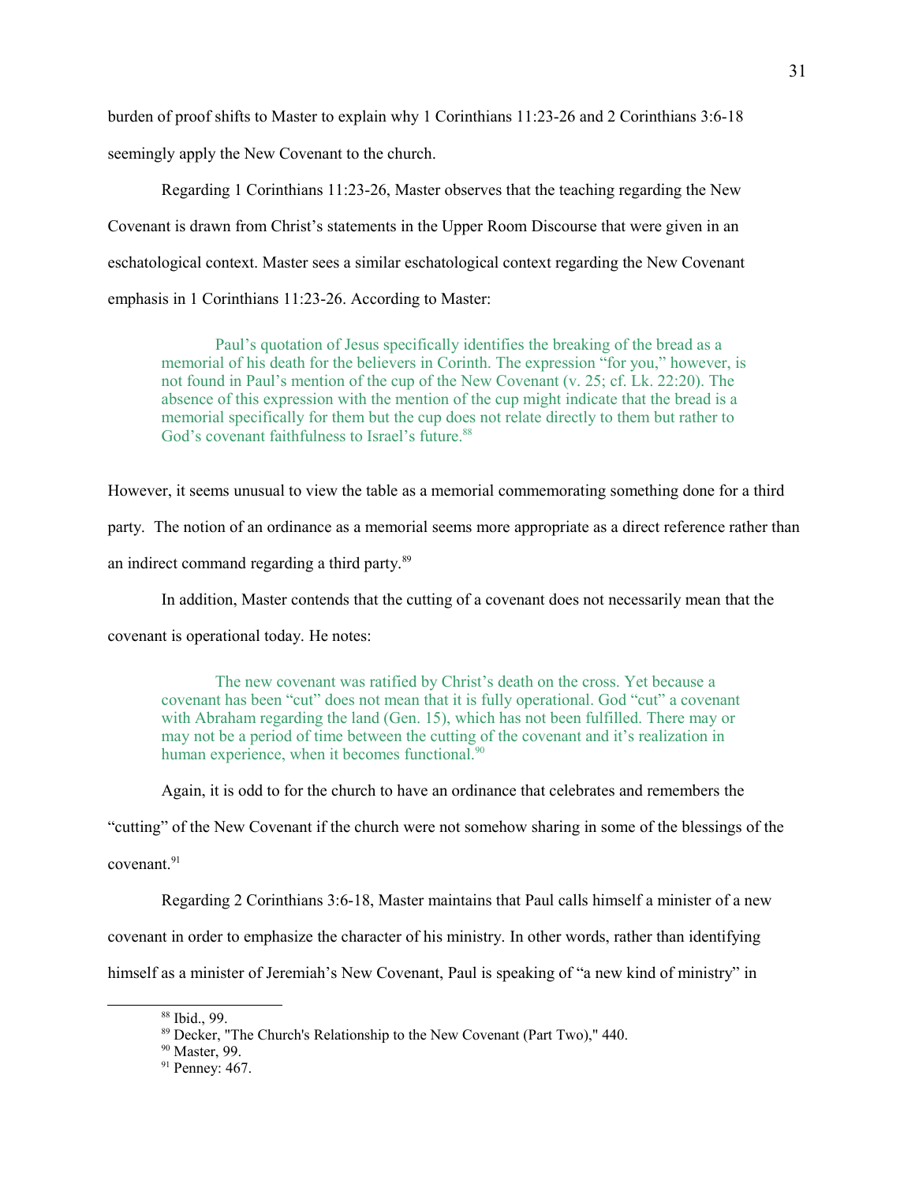burden of proof shifts to Master to explain why 1 Corinthians 11:23-26 and 2 Corinthians 3:6-18 seemingly apply the New Covenant to the church.

Regarding 1 Corinthians 11:23-26, Master observes that the teaching regarding the New Covenant is drawn from Christ's statements in the Upper Room Discourse that were given in an eschatological context. Master sees a similar eschatological context regarding the New Covenant emphasis in 1 Corinthians 11:23-26. According to Master:

> Paul's quotation of Jesus specifically identifies the breaking of the bread as a memorial of his death for the believers in Corinth. The expression "for you," however, is not found in Paul's mention of the cup of the New Covenant (v. 25; cf. Lk. 22:20). The absence of this expression with the mention of the cup might indicate that the bread is a memorial specifically for them but the cup does not relate directly to them but rather to God's covenant faithfulness to Israel's future.[88]

However, it seems unusual to view the table as a memorial commemorating something done for a third party. The notion of an ordinance as a memorial seems more appropriate as a direct reference rather than an indirect command regarding a third party.[89]

In addition, Master contends that the cutting of a covenant does not necessarily mean that the covenant is operational today. He notes:

> The new covenant was ratified by Christ's death on the cross. Yet because a covenant has been "cut" does not mean that it is fully operational. God "cut" a covenant with Abraham regarding the land (Gen. 15), which has not been fulfilled. There may or may not be a period of time between the cutting of the covenant and it's realization in human experience, when it becomes functional.[90]

Again, it is odd to for the church to have an ordinance that celebrates and remembers the "cutting" of the New Covenant if the church were not somehow sharing in some of the blessings of the covenant.[91]

Regarding 2 Corinthians 3:6-18, Master maintains that Paul calls himself a minister of a new covenant in order to emphasize the character of his ministry. In other words, rather than identifying himself as a minister of Jeremiah's New Covenant, Paul is speaking of "a new kind of ministry" in

---

[88] Ibid., 99.

[89] Decker, "The Church's Relationship to the New Covenant (Part Two)," 440.

[90] Master, 99.

[91] Penney: 467.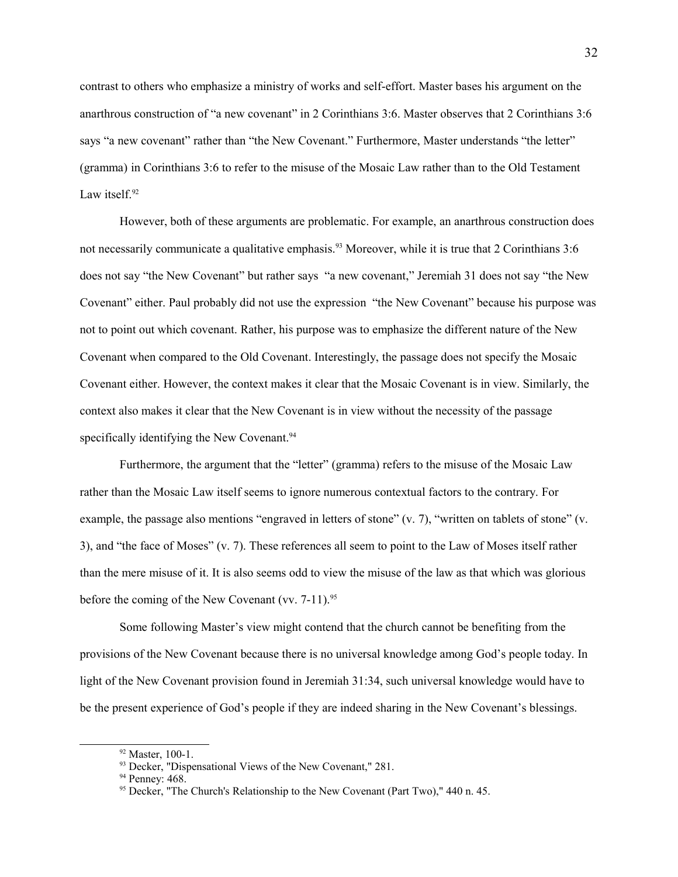contrast to others who emphasize a ministry of works and self-effort. Master bases his argument on the anarthrous construction of "a new covenant" in 2 Corinthians 3:6. Master observes that 2 Corinthians 3:6 says "a new covenant" rather than "the New Covenant." Furthermore, Master understands "the letter" (gramma) in Corinthians 3:6 to refer to the misuse of the Mosaic Law rather than to the Old Testament Law itself.[92]

However, both of these arguments are problematic. For example, an anarthrous construction does not necessarily communicate a qualitative emphasis.[93] Moreover, while it is true that 2 Corinthians 3:6 does not say "the New Covenant" but rather says "a new covenant," Jeremiah 31 does not say "the New Covenant" either. Paul probably did not use the expression "the New Covenant" because his purpose was not to point out which covenant. Rather, his purpose was to emphasize the different nature of the New Covenant when compared to the Old Covenant. Interestingly, the passage does not specify the Mosaic Covenant either. However, the context makes it clear that the Mosaic Covenant is in view. Similarly, the context also makes it clear that the New Covenant is in view without the necessity of the passage specifically identifying the New Covenant.[94]

Furthermore, the argument that the "letter" (gramma) refers to the misuse of the Mosaic Law rather than the Mosaic Law itself seems to ignore numerous contextual factors to the contrary. For example, the passage also mentions "engraved in letters of stone" (v. 7), "written on tablets of stone" (v. 3), and "the face of Moses" (v. 7). These references all seem to point to the Law of Moses itself rather than the mere misuse of it. It is also seems odd to view the misuse of the law as that which was glorious before the coming of the New Covenant (vv. 7-11).[95]

Some following Master's view might contend that the church cannot be benefiting from the provisions of the New Covenant because there is no universal knowledge among God's people today. In light of the New Covenant provision found in Jeremiah 31:34, such universal knowledge would have to be the present experience of God's people if they are indeed sharing in the New Covenant's blessings.

---

[92] Master, 100-1.

[93] Decker, "Dispensational Views of the New Covenant," 281.

[94] Penney: 468.

[95] Decker, "The Church's Relationship to the New Covenant (Part Two)," 440 n. 45.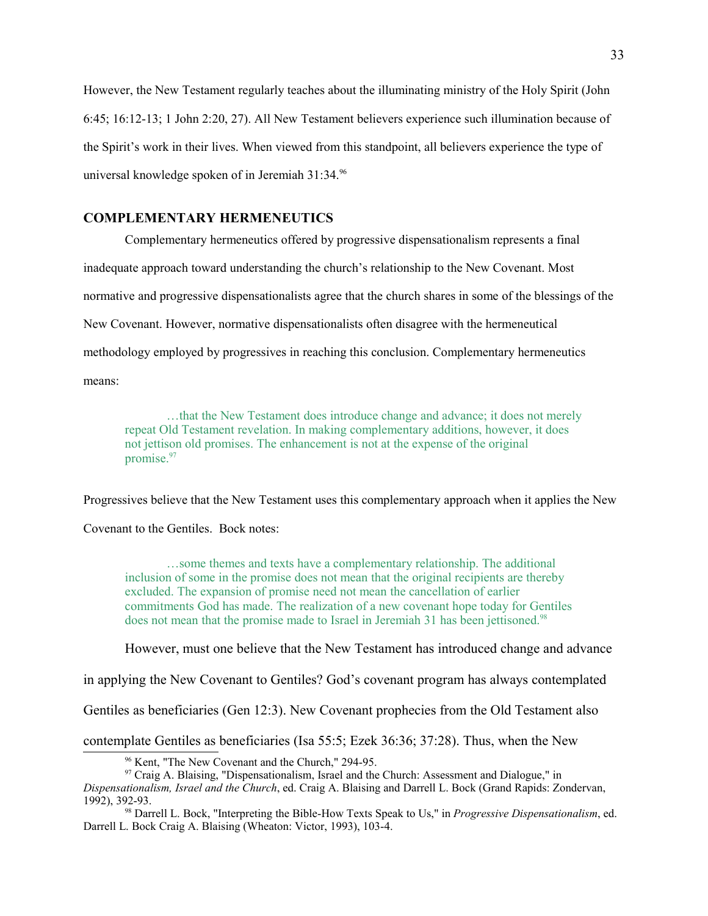However, the New Testament regularly teaches about the illuminating ministry of the Holy Spirit (John 6:45; 16:12-13; 1 John 2:20, 27). All New Testament believers experience such illumination because of the Spirit's work in their lives. When viewed from this standpoint, all believers experience the type of universal knowledge spoken of in Jeremiah 31:34.[96]

## COMPLEMENTARY HERMENEUTICS

Complementary hermeneutics offered by progressive dispensationalism represents a final inadequate approach toward understanding the church's relationship to the New Covenant. Most normative and progressive dispensationalists agree that the church shares in some of the blessings of the New Covenant. However, normative dispensationalists often disagree with the hermeneutical methodology employed by progressives in reaching this conclusion. Complementary hermeneutics means:

> …that the New Testament does introduce change and advance; it does not merely repeat Old Testament revelation. In making complementary additions, however, it does not jettison old promises. The enhancement is not at the expense of the original promise.[97]

Progressives believe that the New Testament uses this complementary approach when it applies the New Covenant to the Gentiles. Bock notes:

> …some themes and texts have a complementary relationship. The additional inclusion of some in the promise does not mean that the original recipients are thereby excluded. The expansion of promise need not mean the cancellation of earlier commitments God has made. The realization of a new covenant hope today for Gentiles does not mean that the promise made to Israel in Jeremiah 31 has been jettisoned.[98]

However, must one believe that the New Testament has introduced change and advance in applying the New Covenant to Gentiles? God's covenant program has always contemplated Gentiles as beneficiaries (Gen 12:3). New Covenant prophecies from the Old Testament also contemplate Gentiles as beneficiaries (Isa 55:5; Ezek 36:36; 37:28). Thus, when the New

---

[96] Kent, "The New Covenant and the Church," 294-95.

[97] Craig A. Blaising, "Dispensationalism, Israel and the Church: Assessment and Dialogue," in *Dispensationalism, Israel and the Church*, ed. Craig A. Blaising and Darrell L. Bock (Grand Rapids: Zondervan, 1992), 392-93.

[98] Darrell L. Bock, "Interpreting the Bible-How Texts Speak to Us," in *Progressive Dispensationalism*, ed. Darrell L. Bock Craig A. Blaising (Wheaton: Victor, 1993), 103-4.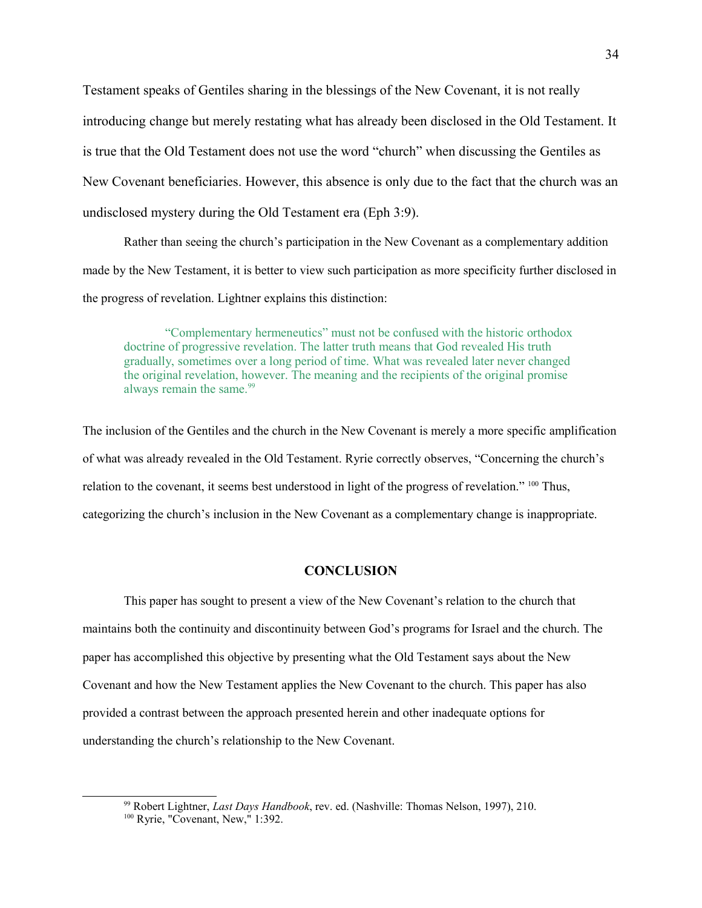Testament speaks of Gentiles sharing in the blessings of the New Covenant, it is not really introducing change but merely restating what has already been disclosed in the Old Testament. It is true that the Old Testament does not use the word "church" when discussing the Gentiles as New Covenant beneficiaries. However, this absence is only due to the fact that the church was an undisclosed mystery during the Old Testament era (Eph 3:9).

Rather than seeing the church's participation in the New Covenant as a complementary addition made by the New Testament, it is better to view such participation as more specificity further disclosed in the progress of revelation. Lightner explains this distinction:

> "Complementary hermeneutics" must not be confused with the historic orthodox doctrine of progressive revelation. The latter truth means that God revealed His truth gradually, sometimes over a long period of time. What was revealed later never changed the original revelation, however. The meaning and the recipients of the original promise always remain the same.[99]

The inclusion of the Gentiles and the church in the New Covenant is merely a more specific amplification of what was already revealed in the Old Testament. Ryrie correctly observes, "Concerning the church's relation to the covenant, it seems best understood in light of the progress of revelation." [100] Thus, categorizing the church's inclusion in the New Covenant as a complementary change is inappropriate.

## CONCLUSION

This paper has sought to present a view of the New Covenant's relation to the church that maintains both the continuity and discontinuity between God's programs for Israel and the church. The paper has accomplished this objective by presenting what the Old Testament says about the New Covenant and how the New Testament applies the New Covenant to the church. This paper has also provided a contrast between the approach presented herein and other inadequate options for understanding the church's relationship to the New Covenant.

---

[99] Robert Lightner, *Last Days Handbook*, rev. ed. (Nashville: Thomas Nelson, 1997), 210.

[100] Ryrie, "Covenant, New," 1:392.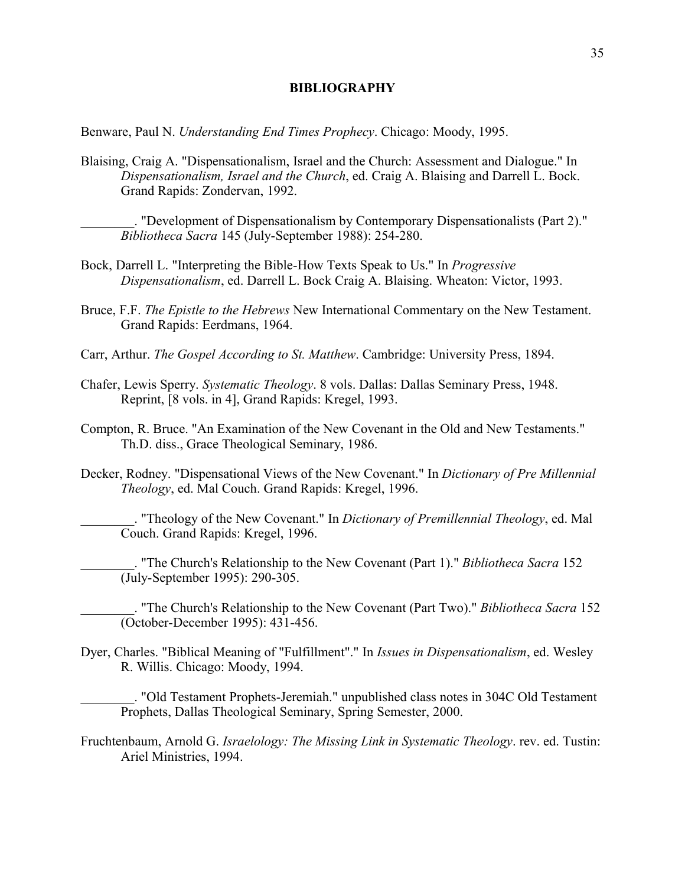# BIBLIOGRAPHY

Benware, Paul N. *Understanding End Times Prophecy*. Chicago: Moody, 1995.

Blaising, Craig A. "Dispensationalism, Israel and the Church: Assessment and Dialogue." In *Dispensationalism, Israel and the Church*, ed. Craig A. Blaising and Darrell L. Bock. Grand Rapids: Zondervan, 1992.

________. "Development of Dispensationalism by Contemporary Dispensationalists (Part 2)." *Bibliotheca Sacra* 145 (July-September 1988): 254-280.

Bock, Darrell L. "Interpreting the Bible-How Texts Speak to Us." In *Progressive Dispensationalism*, ed. Darrell L. Bock Craig A. Blaising. Wheaton: Victor, 1993.

Bruce, F.F. *The Epistle to the Hebrews* New International Commentary on the New Testament. Grand Rapids: Eerdmans, 1964.

Carr, Arthur. *The Gospel According to St. Matthew*. Cambridge: University Press, 1894.

Chafer, Lewis Sperry. *Systematic Theology*. 8 vols. Dallas: Dallas Seminary Press, 1948. Reprint, [8 vols. in 4], Grand Rapids: Kregel, 1993.

Compton, R. Bruce. "An Examination of the New Covenant in the Old and New Testaments." Th.D. diss., Grace Theological Seminary, 1986.

Decker, Rodney. "Dispensational Views of the New Covenant." In *Dictionary of Pre Millennial Theology*, ed. Mal Couch. Grand Rapids: Kregel, 1996.

________. "Theology of the New Covenant." In *Dictionary of Premillennial Theology*, ed. Mal Couch. Grand Rapids: Kregel, 1996.

________. "The Church's Relationship to the New Covenant (Part 1)." *Bibliotheca Sacra* 152 (July-September 1995): 290-305.

________. "The Church's Relationship to the New Covenant (Part Two)." *Bibliotheca Sacra* 152 (October-December 1995): 431-456.

Dyer, Charles. "Biblical Meaning of "Fulfillment"." In *Issues in Dispensationalism*, ed. Wesley R. Willis. Chicago: Moody, 1994.

________. "Old Testament Prophets-Jeremiah." unpublished class notes in 304C Old Testament Prophets, Dallas Theological Seminary, Spring Semester, 2000.

Fruchtenbaum, Arnold G. *Israelology: The Missing Link in Systematic Theology*. rev. ed. Tustin: Ariel Ministries, 1994.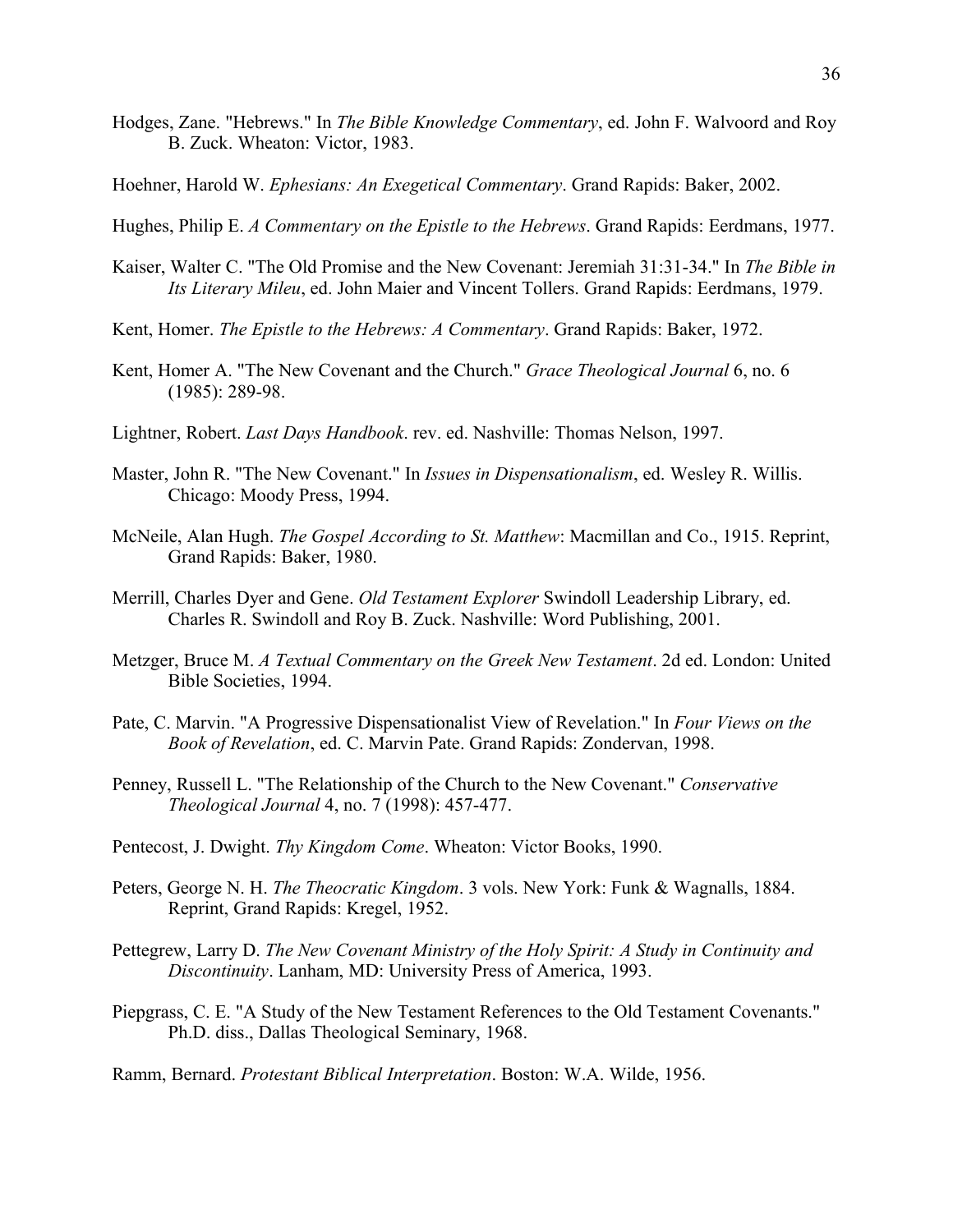Hodges, Zane. "Hebrews." In *The Bible Knowledge Commentary*, ed. John F. Walvoord and Roy B. Zuck. Wheaton: Victor, 1983.

Hoehner, Harold W. *Ephesians: An Exegetical Commentary*. Grand Rapids: Baker, 2002.

Hughes, Philip E. *A Commentary on the Epistle to the Hebrews*. Grand Rapids: Eerdmans, 1977.

Kaiser, Walter C. "The Old Promise and the New Covenant: Jeremiah 31:31-34." In *The Bible in Its Literary Mileu*, ed. John Maier and Vincent Tollers. Grand Rapids: Eerdmans, 1979.

Kent, Homer. *The Epistle to the Hebrews: A Commentary*. Grand Rapids: Baker, 1972.

Kent, Homer A. "The New Covenant and the Church." *Grace Theological Journal* 6, no. 6 (1985): 289-98.

Lightner, Robert. *Last Days Handbook*. rev. ed. Nashville: Thomas Nelson, 1997.

Master, John R. "The New Covenant." In *Issues in Dispensationalism*, ed. Wesley R. Willis. Chicago: Moody Press, 1994.

McNeile, Alan Hugh. *The Gospel According to St. Matthew*: Macmillan and Co., 1915. Reprint, Grand Rapids: Baker, 1980.

Merrill, Charles Dyer and Gene. *Old Testament Explorer* Swindoll Leadership Library, ed. Charles R. Swindoll and Roy B. Zuck. Nashville: Word Publishing, 2001.

Metzger, Bruce M. *A Textual Commentary on the Greek New Testament*. 2d ed. London: United Bible Societies, 1994.

Pate, C. Marvin. "A Progressive Dispensationalist View of Revelation." In *Four Views on the Book of Revelation*, ed. C. Marvin Pate. Grand Rapids: Zondervan, 1998.

Penney, Russell L. "The Relationship of the Church to the New Covenant." *Conservative Theological Journal* 4, no. 7 (1998): 457-477.

Pentecost, J. Dwight. *Thy Kingdom Come*. Wheaton: Victor Books, 1990.

Peters, George N. H. *The Theocratic Kingdom*. 3 vols. New York: Funk & Wagnalls, 1884. Reprint, Grand Rapids: Kregel, 1952.

Pettegrew, Larry D. *The New Covenant Ministry of the Holy Spirit: A Study in Continuity and Discontinuity*. Lanham, MD: University Press of America, 1993.

Piepgrass, C. E. "A Study of the New Testament References to the Old Testament Covenants." Ph.D. diss., Dallas Theological Seminary, 1968.

Ramm, Bernard. *Protestant Biblical Interpretation*. Boston: W.A. Wilde, 1956.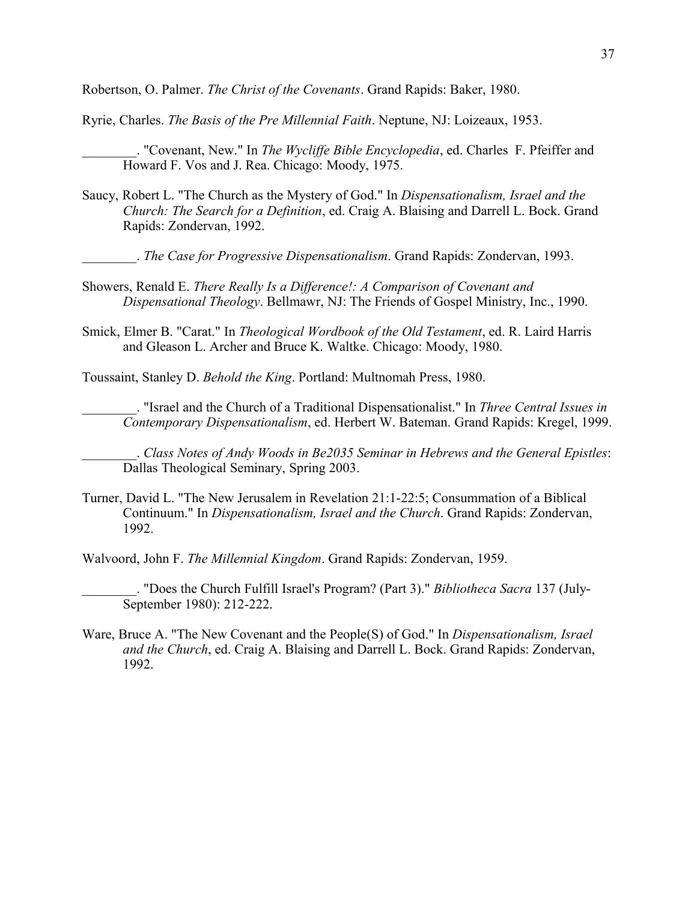Robertson, O. Palmer. *The Christ of the Covenants*. Grand Rapids: Baker, 1980.

Ryrie, Charles. *The Basis of the Pre Millennial Faith*. Neptune, NJ: Loizeaux, 1953.

________. "Covenant, New." In *The Wycliffe Bible Encyclopedia*, ed. Charles F. Pfeiffer and Howard F. Vos and J. Rea. Chicago: Moody, 1975.

Saucy, Robert L. "The Church as the Mystery of God." In *Dispensationalism, Israel and the Church: The Search for a Definition*, ed. Craig A. Blaising and Darrell L. Bock. Grand Rapids: Zondervan, 1992.

________. *The Case for Progressive Dispensationalism*. Grand Rapids: Zondervan, 1993.

Showers, Renald E. *There Really Is a Difference!: A Comparison of Covenant and Dispensational Theology*. Bellmawr, NJ: The Friends of Gospel Ministry, Inc., 1990.

Smick, Elmer B. "Carat." In *Theological Wordbook of the Old Testament*, ed. R. Laird Harris and Gleason L. Archer and Bruce K. Waltke. Chicago: Moody, 1980.

Toussaint, Stanley D. *Behold the King*. Portland: Multnomah Press, 1980.

________. "Israel and the Church of a Traditional Dispensationalist." In *Three Central Issues in Contemporary Dispensationalism*, ed. Herbert W. Bateman. Grand Rapids: Kregel, 1999.

________. *Class Notes of Andy Woods in Be2035 Seminar in Hebrews and the General Epistles*: Dallas Theological Seminary, Spring 2003.

Turner, David L. "The New Jerusalem in Revelation 21:1-22:5; Consummation of a Biblical Continuum." In *Dispensationalism, Israel and the Church*. Grand Rapids: Zondervan, 1992.

Walvoord, John F. *The Millennial Kingdom*. Grand Rapids: Zondervan, 1959.

________. "Does the Church Fulfill Israel's Program? (Part 3)." *Bibliotheca Sacra* 137 (July-September 1980): 212-222.

Ware, Bruce A. "The New Covenant and the People(S) of God." In *Dispensationalism, Israel and the Church*, ed. Craig A. Blaising and Darrell L. Bock. Grand Rapids: Zondervan, 1992.